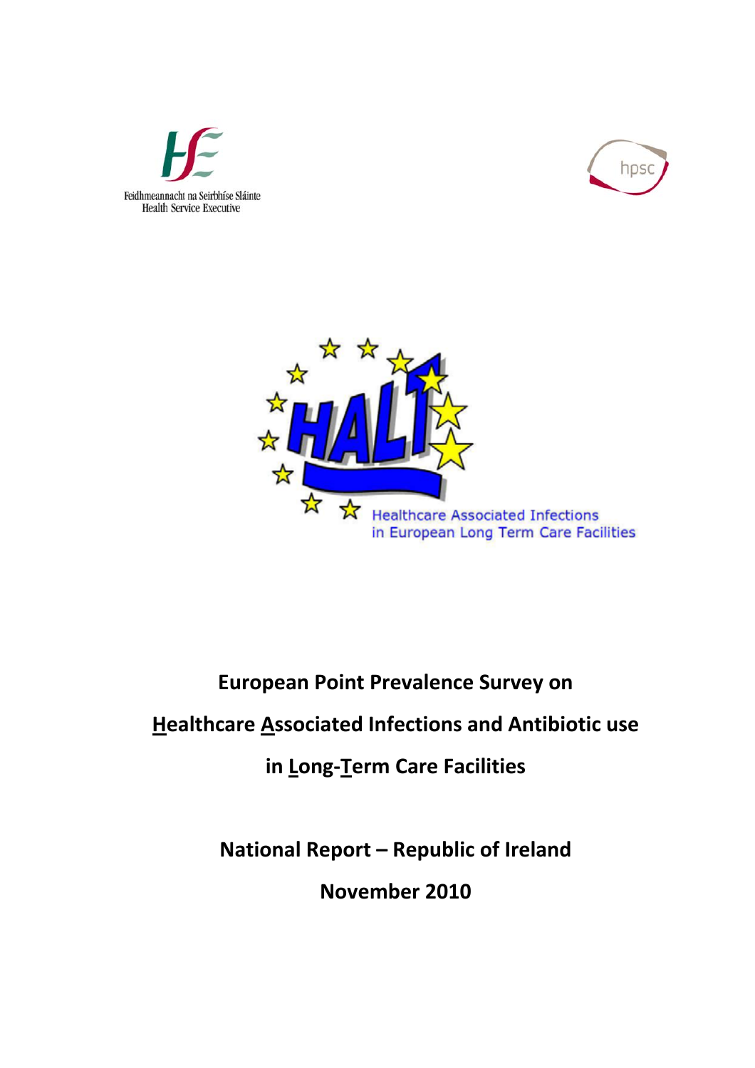Feidhmeannacht na Seirbhíse Sláinte
Health Service Executive

hpsc

HALT

Healthcare Associated Infections in European Long Term Care Facilities

**European Point Prevalence Survey on**

**Healthcare Associated Infections and Antibiotic use**

**in Long-Term Care Facilities**

**National Report – Republic of Ireland**

**November 2010**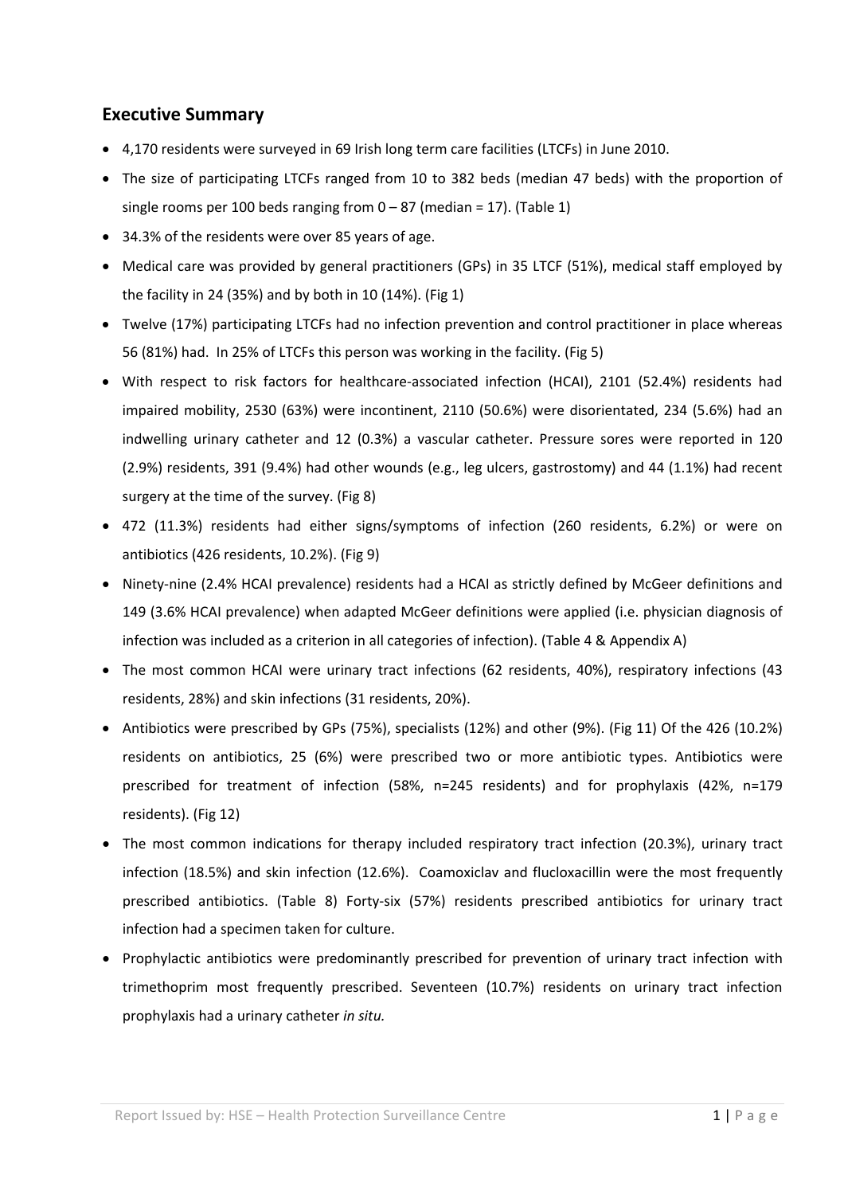## Executive Summary

- 4,170 residents were surveyed in 69 Irish long term care facilities (LTCFs) in June 2010.
- The size of participating LTCFs ranged from 10 to 382 beds (median 47 beds) with the proportion of single rooms per 100 beds ranging from 0 – 87 (median = 17). (Table 1)
- 34.3% of the residents were over 85 years of age.
- Medical care was provided by general practitioners (GPs) in 35 LTCF (51%), medical staff employed by the facility in 24 (35%) and by both in 10 (14%). (Fig 1)
- Twelve (17%) participating LTCFs had no infection prevention and control practitioner in place whereas 56 (81%) had. In 25% of LTCFs this person was working in the facility. (Fig 5)
- With respect to risk factors for healthcare-associated infection (HCAI), 2101 (52.4%) residents had impaired mobility, 2530 (63%) were incontinent, 2110 (50.6%) were disorientated, 234 (5.6%) had an indwelling urinary catheter and 12 (0.3%) a vascular catheter. Pressure sores were reported in 120 (2.9%) residents, 391 (9.4%) had other wounds (e.g., leg ulcers, gastrostomy) and 44 (1.1%) had recent surgery at the time of the survey. (Fig 8)
- 472 (11.3%) residents had either signs/symptoms of infection (260 residents, 6.2%) or were on antibiotics (426 residents, 10.2%). (Fig 9)
- Ninety-nine (2.4% HCAI prevalence) residents had a HCAI as strictly defined by McGeer definitions and 149 (3.6% HCAI prevalence) when adapted McGeer definitions were applied (i.e. physician diagnosis of infection was included as a criterion in all categories of infection). (Table 4 & Appendix A)
- The most common HCAI were urinary tract infections (62 residents, 40%), respiratory infections (43 residents, 28%) and skin infections (31 residents, 20%).
- Antibiotics were prescribed by GPs (75%), specialists (12%) and other (9%). (Fig 11) Of the 426 (10.2%) residents on antibiotics, 25 (6%) were prescribed two or more antibiotic types. Antibiotics were prescribed for treatment of infection (58%, n=245 residents) and for prophylaxis (42%, n=179 residents). (Fig 12)
- The most common indications for therapy included respiratory tract infection (20.3%), urinary tract infection (18.5%) and skin infection (12.6%). Coamoxiclav and flucloxacillin were the most frequently prescribed antibiotics. (Table 8) Forty-six (57%) residents prescribed antibiotics for urinary tract infection had a specimen taken for culture.
- Prophylactic antibiotics were predominantly prescribed for prevention of urinary tract infection with trimethoprim most frequently prescribed. Seventeen (10.7%) residents on urinary tract infection prophylaxis had a urinary catheter *in situ.*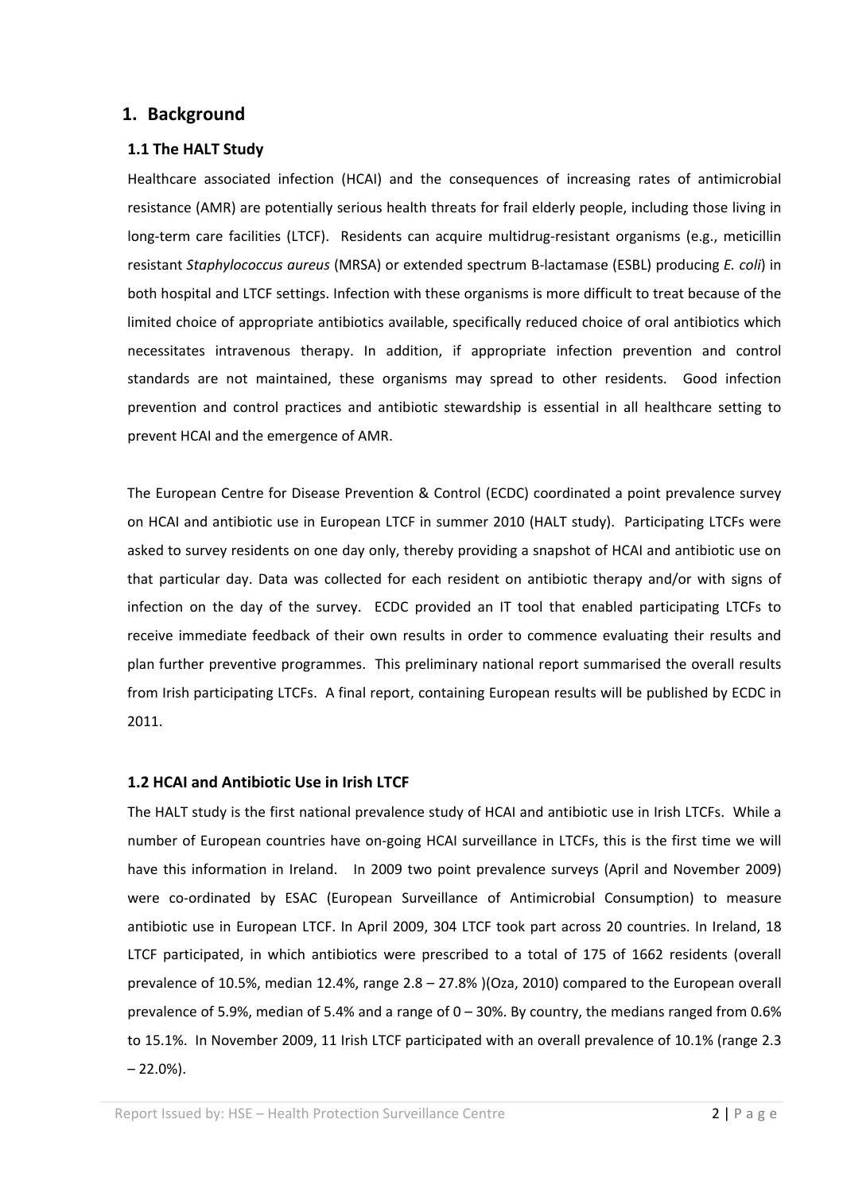# 1. Background

## 1.1 The HALT Study

Healthcare associated infection (HCAI) and the consequences of increasing rates of antimicrobial resistance (AMR) are potentially serious health threats for frail elderly people, including those living in long-term care facilities (LTCF). Residents can acquire multidrug-resistant organisms (e.g., meticillin resistant *Staphylococcus aureus* (MRSA) or extended spectrum B-lactamase (ESBL) producing *E. coli*) in both hospital and LTCF settings. Infection with these organisms is more difficult to treat because of the limited choice of appropriate antibiotics available, specifically reduced choice of oral antibiotics which necessitates intravenous therapy. In addition, if appropriate infection prevention and control standards are not maintained, these organisms may spread to other residents. Good infection prevention and control practices and antibiotic stewardship is essential in all healthcare setting to prevent HCAI and the emergence of AMR.

The European Centre for Disease Prevention & Control (ECDC) coordinated a point prevalence survey on HCAI and antibiotic use in European LTCF in summer 2010 (HALT study). Participating LTCFs were asked to survey residents on one day only, thereby providing a snapshot of HCAI and antibiotic use on that particular day. Data was collected for each resident on antibiotic therapy and/or with signs of infection on the day of the survey. ECDC provided an IT tool that enabled participating LTCFs to receive immediate feedback of their own results in order to commence evaluating their results and plan further preventive programmes. This preliminary national report summarised the overall results from Irish participating LTCFs. A final report, containing European results will be published by ECDC in 2011.

## 1.2 HCAI and Antibiotic Use in Irish LTCF

The HALT study is the first national prevalence study of HCAI and antibiotic use in Irish LTCFs. While a number of European countries have on-going HCAI surveillance in LTCFs, this is the first time we will have this information in Ireland. In 2009 two point prevalence surveys (April and November 2009) were co-ordinated by ESAC (European Surveillance of Antimicrobial Consumption) to measure antibiotic use in European LTCF. In April 2009, 304 LTCF took part across 20 countries. In Ireland, 18 LTCF participated, in which antibiotics were prescribed to a total of 175 of 1662 residents (overall prevalence of 10.5%, median 12.4%, range 2.8 – 27.8% )(Oza, 2010) compared to the European overall prevalence of 5.9%, median of 5.4% and a range of 0 – 30%. By country, the medians ranged from 0.6% to 15.1%. In November 2009, 11 Irish LTCF participated with an overall prevalence of 10.1% (range 2.3 – 22.0%).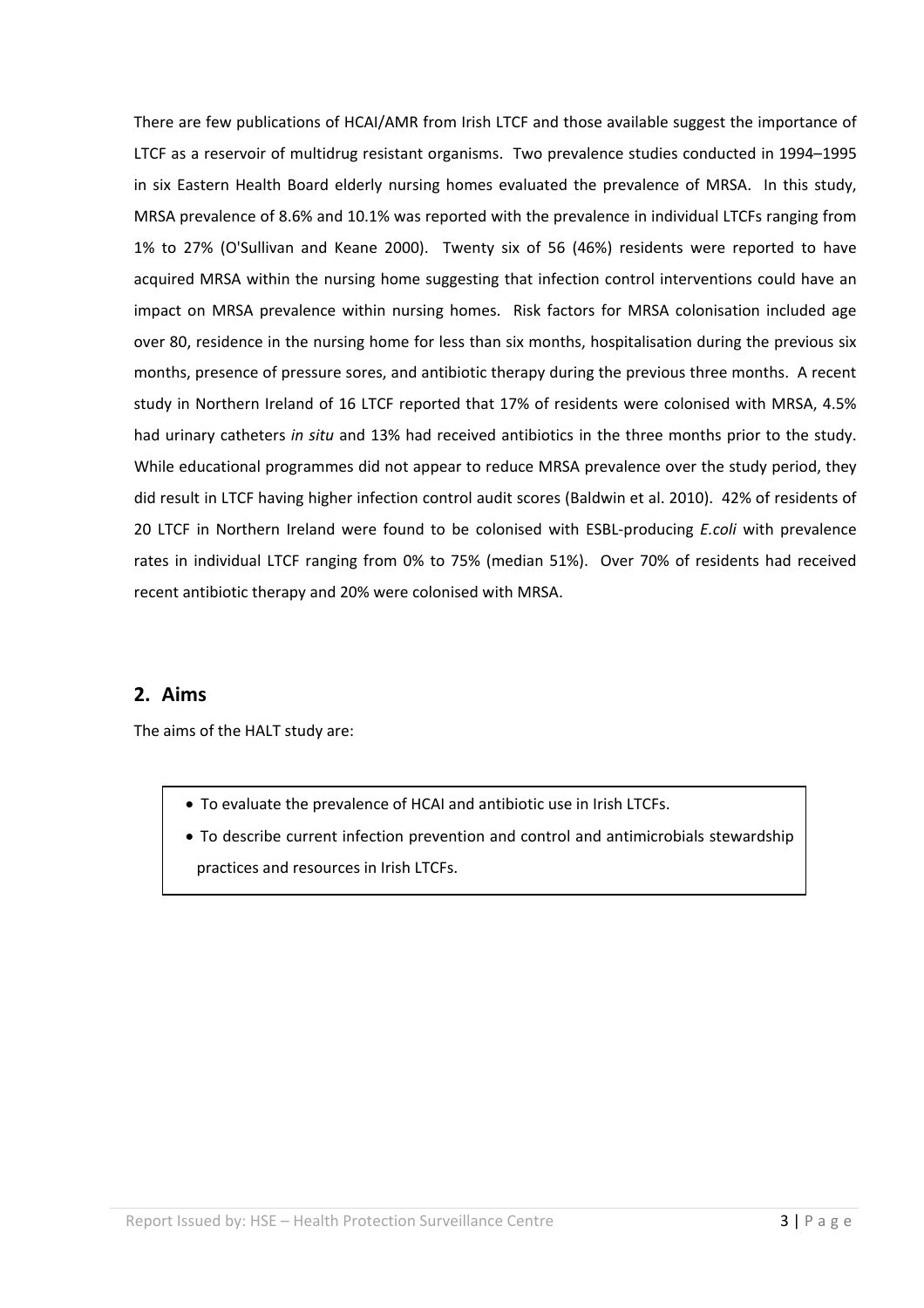There are few publications of HCAI/AMR from Irish LTCF and those available suggest the importance of LTCF as a reservoir of multidrug resistant organisms. Two prevalence studies conducted in 1994–1995 in six Eastern Health Board elderly nursing homes evaluated the prevalence of MRSA. In this study, MRSA prevalence of 8.6% and 10.1% was reported with the prevalence in individual LTCFs ranging from 1% to 27% (O'Sullivan and Keane 2000). Twenty six of 56 (46%) residents were reported to have acquired MRSA within the nursing home suggesting that infection control interventions could have an impact on MRSA prevalence within nursing homes. Risk factors for MRSA colonisation included age over 80, residence in the nursing home for less than six months, hospitalisation during the previous six months, presence of pressure sores, and antibiotic therapy during the previous three months. A recent study in Northern Ireland of 16 LTCF reported that 17% of residents were colonised with MRSA, 4.5% had urinary catheters *in situ* and 13% had received antibiotics in the three months prior to the study. While educational programmes did not appear to reduce MRSA prevalence over the study period, they did result in LTCF having higher infection control audit scores (Baldwin et al. 2010). 42% of residents of 20 LTCF in Northern Ireland were found to be colonised with ESBL-producing *E.coli* with prevalence rates in individual LTCF ranging from 0% to 75% (median 51%). Over 70% of residents had received recent antibiotic therapy and 20% were colonised with MRSA.

## 2. Aims

The aims of the HALT study are:

- To evaluate the prevalence of HCAI and antibiotic use in Irish LTCFs.
- To describe current infection prevention and control and antimicrobials stewardship practices and resources in Irish LTCFs.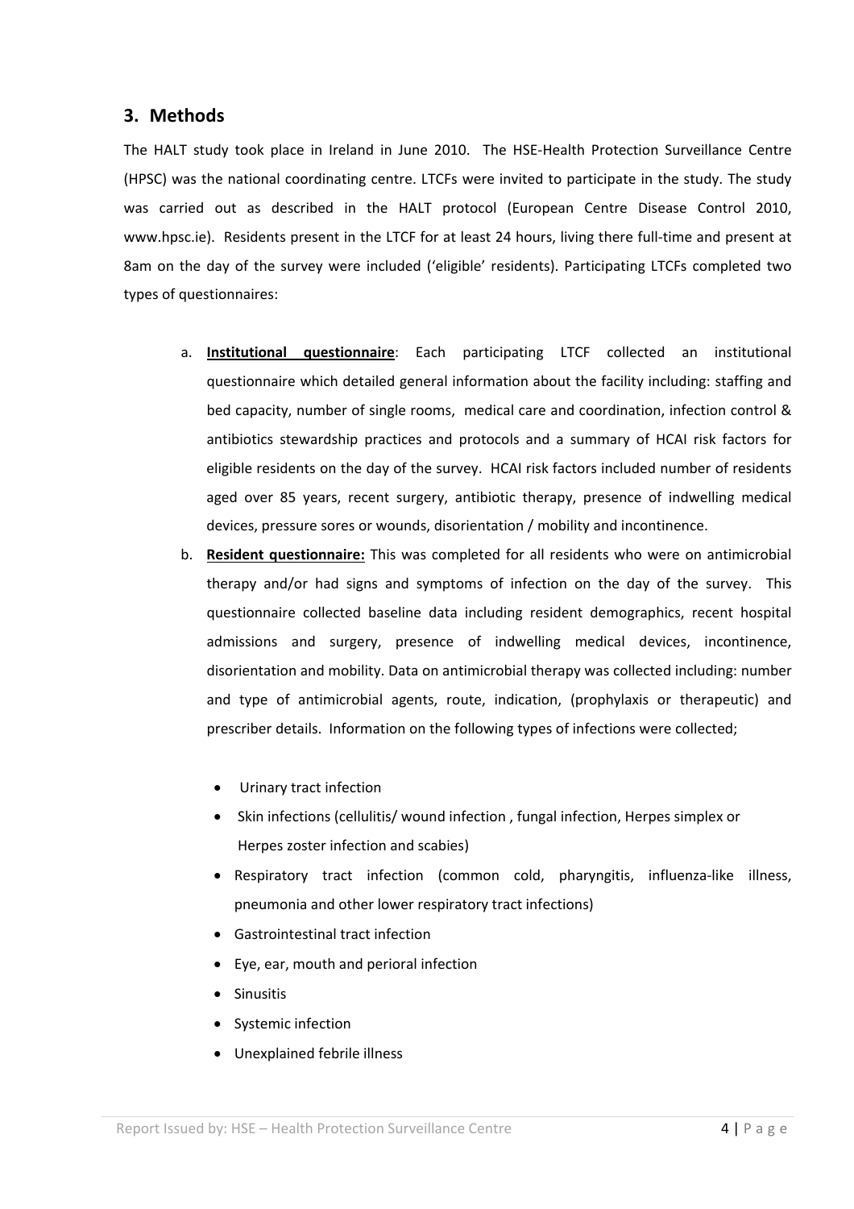## 3. Methods

The HALT study took place in Ireland in June 2010. The HSE-Health Protection Surveillance Centre (HPSC) was the national coordinating centre. LTCFs were invited to participate in the study. The study was carried out as described in the HALT protocol (European Centre Disease Control 2010, www.hpsc.ie). Residents present in the LTCF for at least 24 hours, living there full-time and present at 8am on the day of the survey were included ('eligible' residents). Participating LTCFs completed two types of questionnaires:

a. **Institutional questionnaire**: Each participating LTCF collected an institutional questionnaire which detailed general information about the facility including: staffing and bed capacity, number of single rooms, medical care and coordination, infection control & antibiotics stewardship practices and protocols and a summary of HCAI risk factors for eligible residents on the day of the survey. HCAI risk factors included number of residents aged over 85 years, recent surgery, antibiotic therapy, presence of indwelling medical devices, pressure sores or wounds, disorientation / mobility and incontinence.

b. **Resident questionnaire:** This was completed for all residents who were on antimicrobial therapy and/or had signs and symptoms of infection on the day of the survey. This questionnaire collected baseline data including resident demographics, recent hospital admissions and surgery, presence of indwelling medical devices, incontinence, disorientation and mobility. Data on antimicrobial therapy was collected including: number and type of antimicrobial agents, route, indication, (prophylaxis or therapeutic) and prescriber details. Information on the following types of infections were collected;

   - Urinary tract infection
   - Skin infections (cellulitis/ wound infection , fungal infection, Herpes simplex or Herpes zoster infection and scabies)
   - Respiratory tract infection (common cold, pharyngitis, influenza-like illness, pneumonia and other lower respiratory tract infections)
   - Gastrointestinal tract infection
   - Eye, ear, mouth and perioral infection
   - Sinusitis
   - Systemic infection
   - Unexplained febrile illness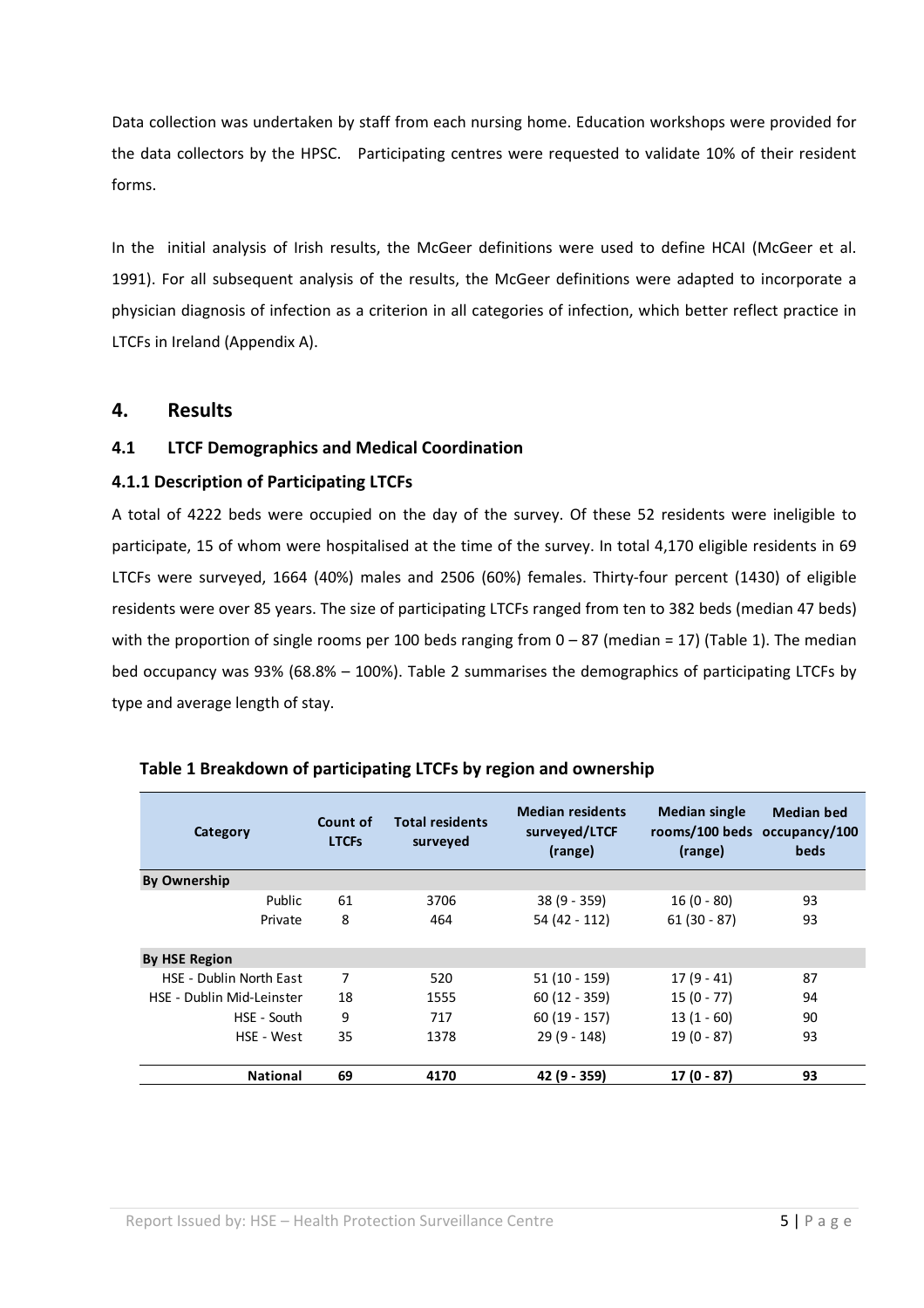Data collection was undertaken by staff from each nursing home. Education workshops were provided for the data collectors by the HPSC. Participating centres were requested to validate 10% of their resident forms.

In the initial analysis of Irish results, the McGeer definitions were used to define HCAI (McGeer et al. 1991). For all subsequent analysis of the results, the McGeer definitions were adapted to incorporate a physician diagnosis of infection as a criterion in all categories of infection, which better reflect practice in LTCFs in Ireland (Appendix A).

# 4. Results

## 4.1 LTCF Demographics and Medical Coordination

### 4.1.1 Description of Participating LTCFs

A total of 4222 beds were occupied on the day of the survey. Of these 52 residents were ineligible to participate, 15 of whom were hospitalised at the time of the survey. In total 4,170 eligible residents in 69 LTCFs were surveyed, 1664 (40%) males and 2506 (60%) females. Thirty-four percent (1430) of eligible residents were over 85 years. The size of participating LTCFs ranged from ten to 382 beds (median 47 beds) with the proportion of single rooms per 100 beds ranging from 0 – 87 (median = 17) (Table 1). The median bed occupancy was 93% (68.8% – 100%). Table 2 summarises the demographics of participating LTCFs by type and average length of stay.

**Table 1 Breakdown of participating LTCFs by region and ownership**

| Category | Count of LTCFs | Total residents surveyed | Median residents surveyed/LTCF (range) | Median single rooms/100 beds (range) | Median bed occupancy/100 beds |
|---|---|---|---|---|---|
| **By Ownership** | | | | | |
| Public | 61 | 3706 | 38 (9 - 359) | 16 (0 - 80) | 93 |
| Private | 8 | 464 | 54 (42 - 112) | 61 (30 - 87) | 93 |
| **By HSE Region** | | | | | |
| HSE - Dublin North East | 7 | 520 | 51 (10 - 159) | 17 (9 - 41) | 87 |
| HSE - Dublin Mid-Leinster | 18 | 1555 | 60 (12 - 359) | 15 (0 - 77) | 94 |
| HSE - South | 9 | 717 | 60 (19 - 157) | 13 (1 - 60) | 90 |
| HSE - West | 35 | 1378 | 29 (9 - 148) | 19 (0 - 87) | 93 |
| **National** | **69** | **4170** | **42 (9 - 359)** | **17 (0 - 87)** | **93** |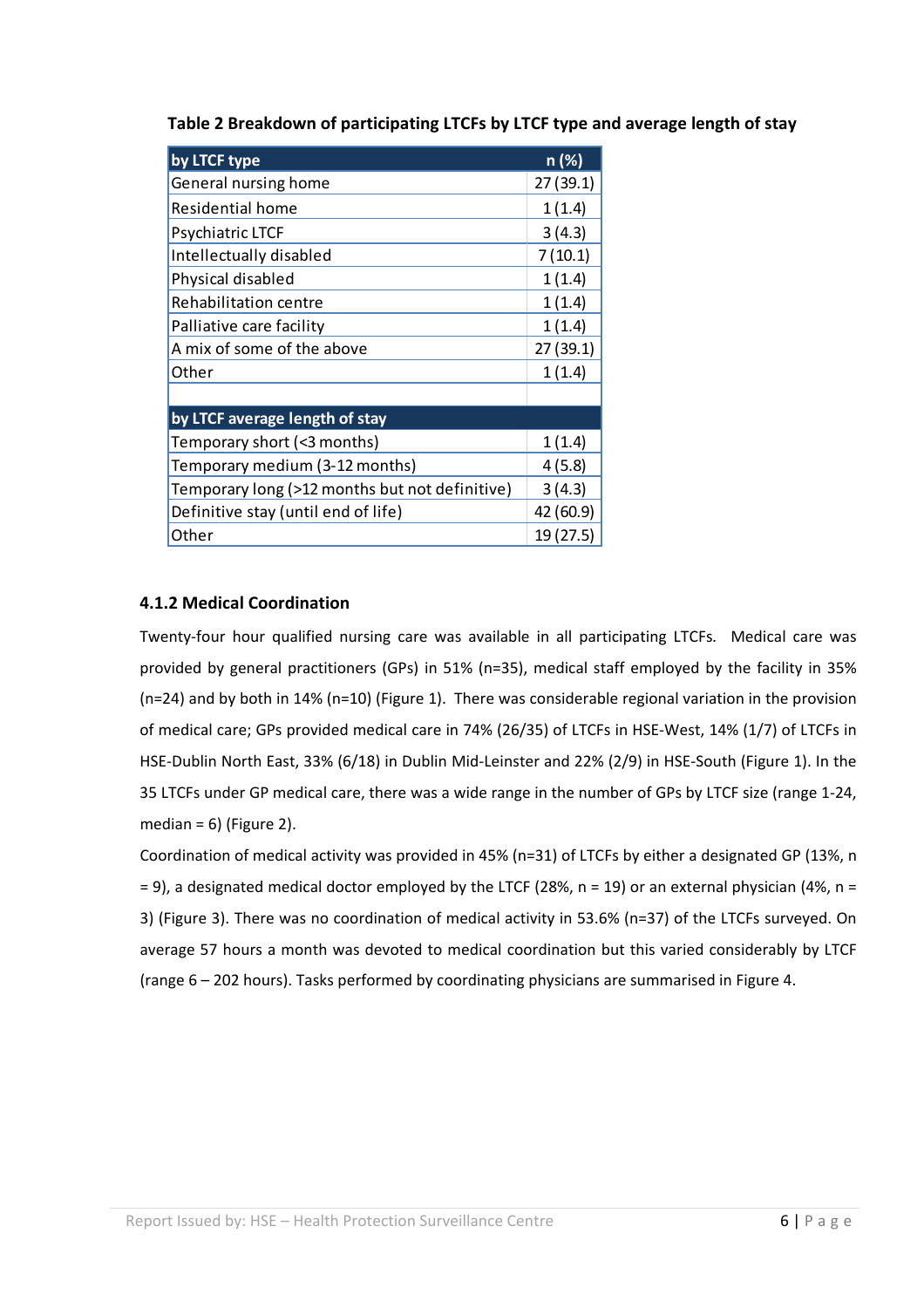**Table 2 Breakdown of participating LTCFs by LTCF type and average length of stay**

| by LTCF type | n (%) |
|---|---|
| General nursing home | 27 (39.1) |
| Residential home | 1 (1.4) |
| Psychiatric LTCF | 3 (4.3) |
| Intellectually disabled | 7 (10.1) |
| Physical disabled | 1 (1.4) |
| Rehabilitation centre | 1 (1.4) |
| Palliative care facility | 1 (1.4) |
| A mix of some of the above | 27 (39.1) |
| Other | 1 (1.4) |
| | |
| **by LTCF average length of stay** | |
| Temporary short (<3 months) | 1 (1.4) |
| Temporary medium (3-12 months) | 4 (5.8) |
| Temporary long (>12 months but not definitive) | 3 (4.3) |
| Definitive stay (until end of life) | 42 (60.9) |
| Other | 19 (27.5) |

### 4.1.2 Medical Coordination

Twenty-four hour qualified nursing care was available in all participating LTCFs. Medical care was provided by general practitioners (GPs) in 51% (n=35), medical staff employed by the facility in 35% (n=24) and by both in 14% (n=10) (Figure 1). There was considerable regional variation in the provision of medical care; GPs provided medical care in 74% (26/35) of LTCFs in HSE-West, 14% (1/7) of LTCFs in HSE-Dublin North East, 33% (6/18) in Dublin Mid-Leinster and 22% (2/9) in HSE-South (Figure 1). In the 35 LTCFs under GP medical care, there was a wide range in the number of GPs by LTCF size (range 1-24, median = 6) (Figure 2).

Coordination of medical activity was provided in 45% (n=31) of LTCFs by either a designated GP (13%, n = 9), a designated medical doctor employed by the LTCF (28%, n = 19) or an external physician (4%, n = 3) (Figure 3). There was no coordination of medical activity in 53.6% (n=37) of the LTCFs surveyed. On average 57 hours a month was devoted to medical coordination but this varied considerably by LTCF (range 6 – 202 hours). Tasks performed by coordinating physicians are summarised in Figure 4.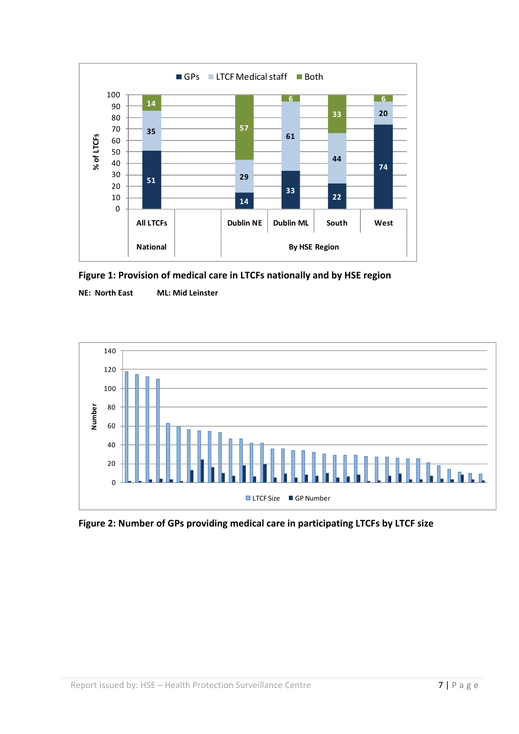**Figure 1: Provision of medical care in LTCFs nationally and by HSE region**

**NE: North East** **ML: Mid Leinster**

**Figure 2: Number of GPs providing medical care in participating LTCFs by LTCF size**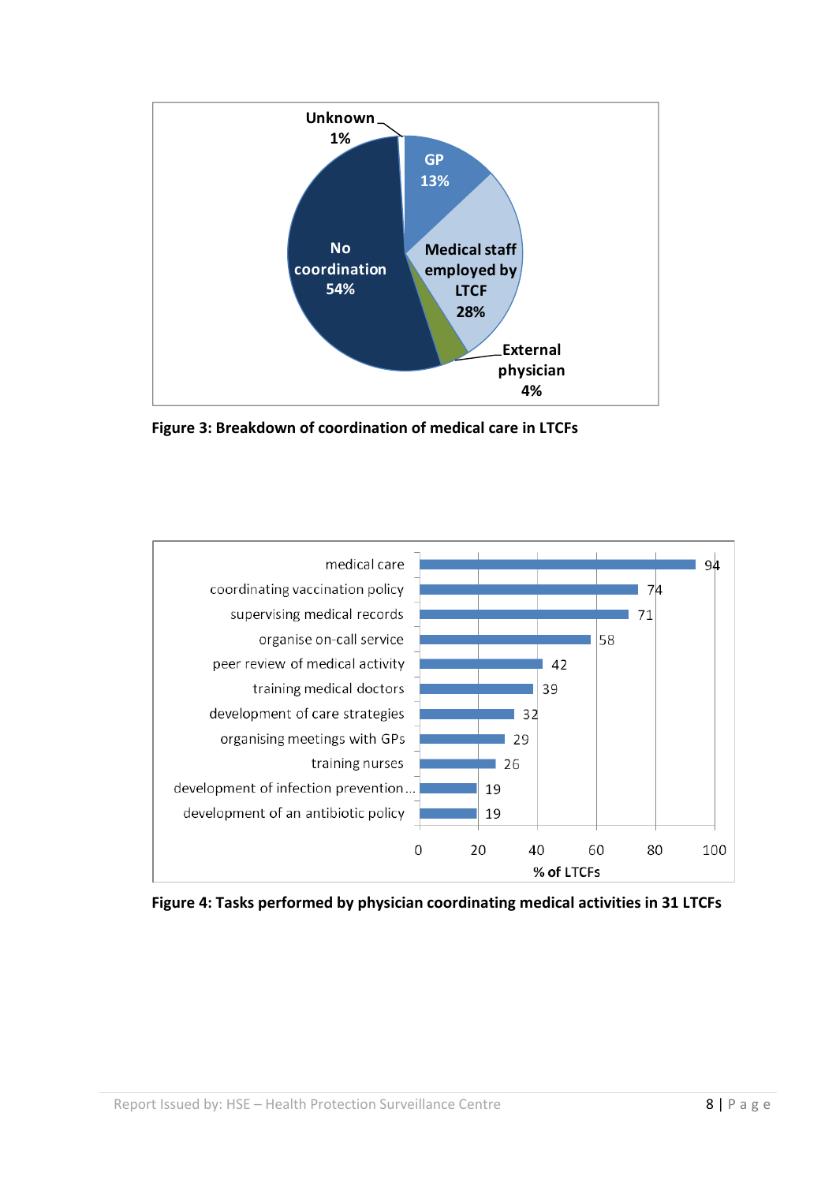| Coordination of medical care | % |
|---|---|
| No coordination | 54% |
| Medical staff employed by LTCF | 28% |
| GP | 13% |
| External physician | 4% |
| Unknown | 1% |

**Figure 3: Breakdown of coordination of medical care in LTCFs**

| Task | % of LTCFs |
|---|---|
| medical care | 94 |
| coordinating vaccination policy | 74 |
| supervising medical records | 71 |
| organise on-call service | 58 |
| peer review of medical activity | 42 |
| training medical doctors | 39 |
| development of care strategies | 32 |
| organising meetings with GPs | 29 |
| training nurses | 26 |
| development of infection prevention... | 19 |
| development of an antibiotic policy | 19 |

**Figure 4: Tasks performed by physician coordinating medical activities in 31 LTCFs**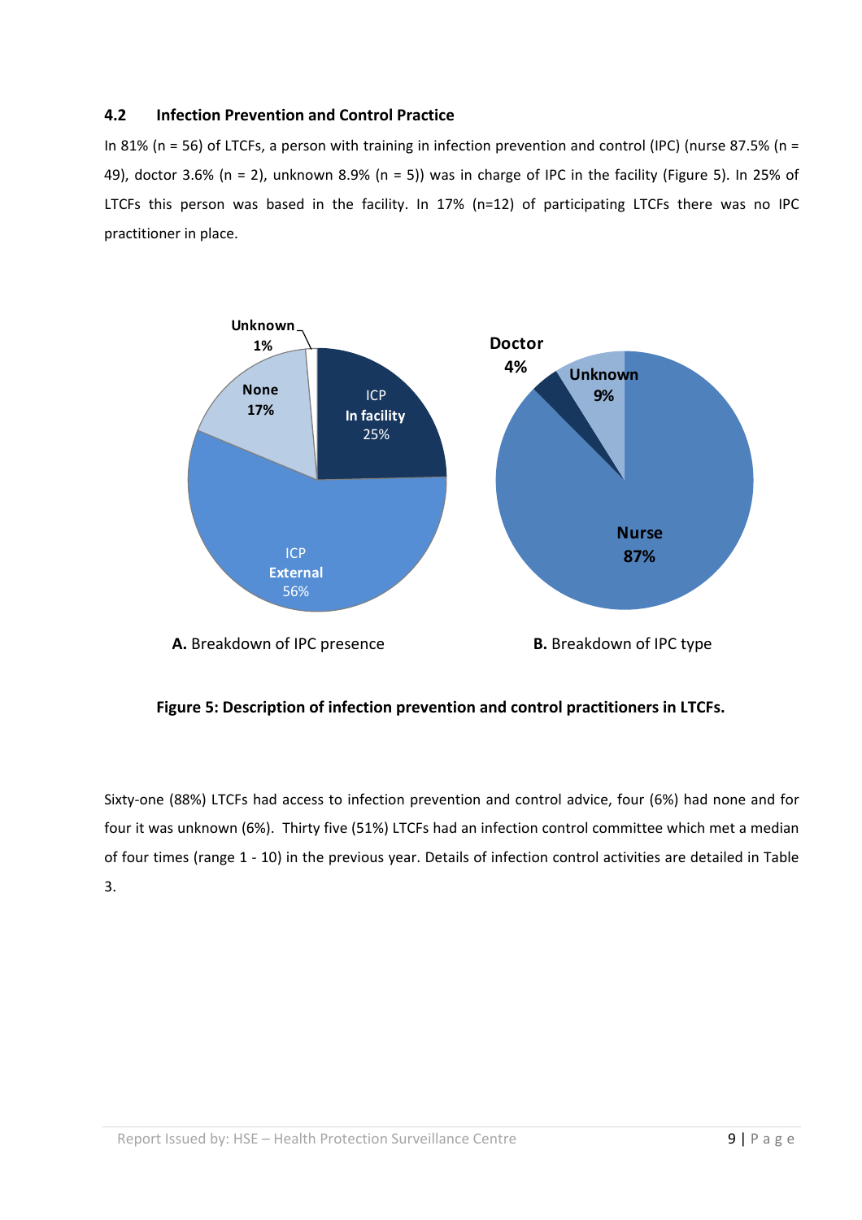### 4.2 Infection Prevention and Control Practice

In 81% (n = 56) of LTCFs, a person with training in infection prevention and control (IPC) (nurse 87.5% (n = 49), doctor 3.6% (n = 2), unknown 8.9% (n = 5)) was in charge of IPC in the facility (Figure 5). In 25% of LTCFs this person was based in the facility. In 17% (n=12) of participating LTCFs there was no IPC practitioner in place.

Unknown 1%
None 17%
ICP In facility 25%
ICP External 56%

**A.** Breakdown of IPC presence

Doctor 4%
Unknown 9%
Nurse 87%

**B.** Breakdown of IPC type

**Figure 5: Description of infection prevention and control practitioners in LTCFs.**

Sixty-one (88%) LTCFs had access to infection prevention and control advice, four (6%) had none and for four it was unknown (6%). Thirty five (51%) LTCFs had an infection control committee which met a median of four times (range 1 - 10) in the previous year. Details of infection control activities are detailed in Table 3.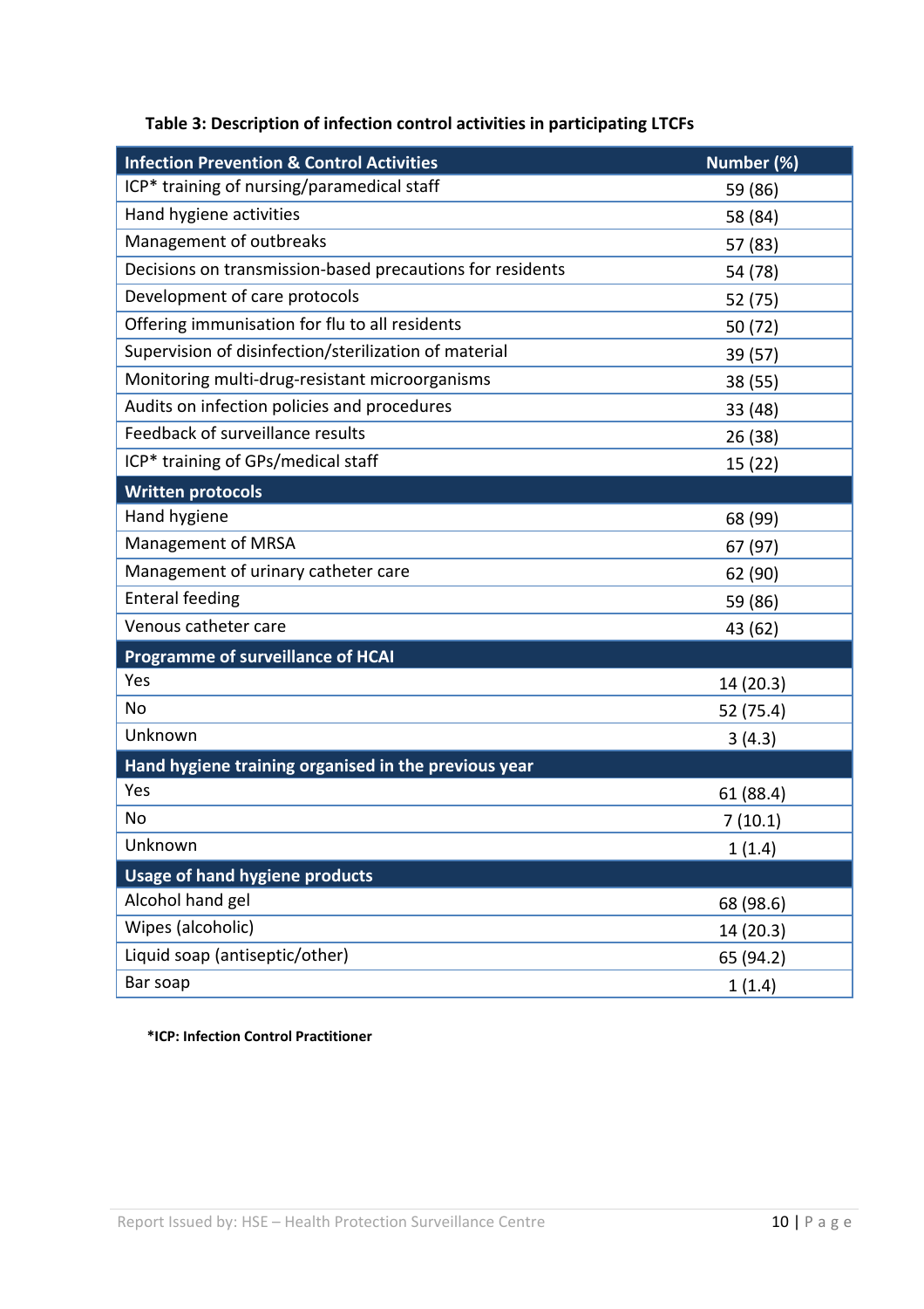**Table 3: Description of infection control activities in participating LTCFs**

| Infection Prevention & Control Activities | Number (%) |
|---|---|
| ICP* training of nursing/paramedical staff | 59 (86) |
| Hand hygiene activities | 58 (84) |
| Management of outbreaks | 57 (83) |
| Decisions on transmission-based precautions for residents | 54 (78) |
| Development of care protocols | 52 (75) |
| Offering immunisation for flu to all residents | 50 (72) |
| Supervision of disinfection/sterilization of material | 39 (57) |
| Monitoring multi-drug-resistant microorganisms | 38 (55) |
| Audits on infection policies and procedures | 33 (48) |
| Feedback of surveillance results | 26 (38) |
| ICP* training of GPs/medical staff | 15 (22) |
| **Written protocols** | |
| Hand hygiene | 68 (99) |
| Management of MRSA | 67 (97) |
| Management of urinary catheter care | 62 (90) |
| Enteral feeding | 59 (86) |
| Venous catheter care | 43 (62) |
| **Programme of surveillance of HCAI** | |
| Yes | 14 (20.3) |
| No | 52 (75.4) |
| Unknown | 3 (4.3) |
| **Hand hygiene training organised in the previous year** | |
| Yes | 61 (88.4) |
| No | 7 (10.1) |
| Unknown | 1 (1.4) |
| **Usage of hand hygiene products** | |
| Alcohol hand gel | 68 (98.6) |
| Wipes (alcoholic) | 14 (20.3) |
| Liquid soap (antiseptic/other) | 65 (94.2) |
| Bar soap | 1 (1.4) |

**\*ICP: Infection Control Practitioner**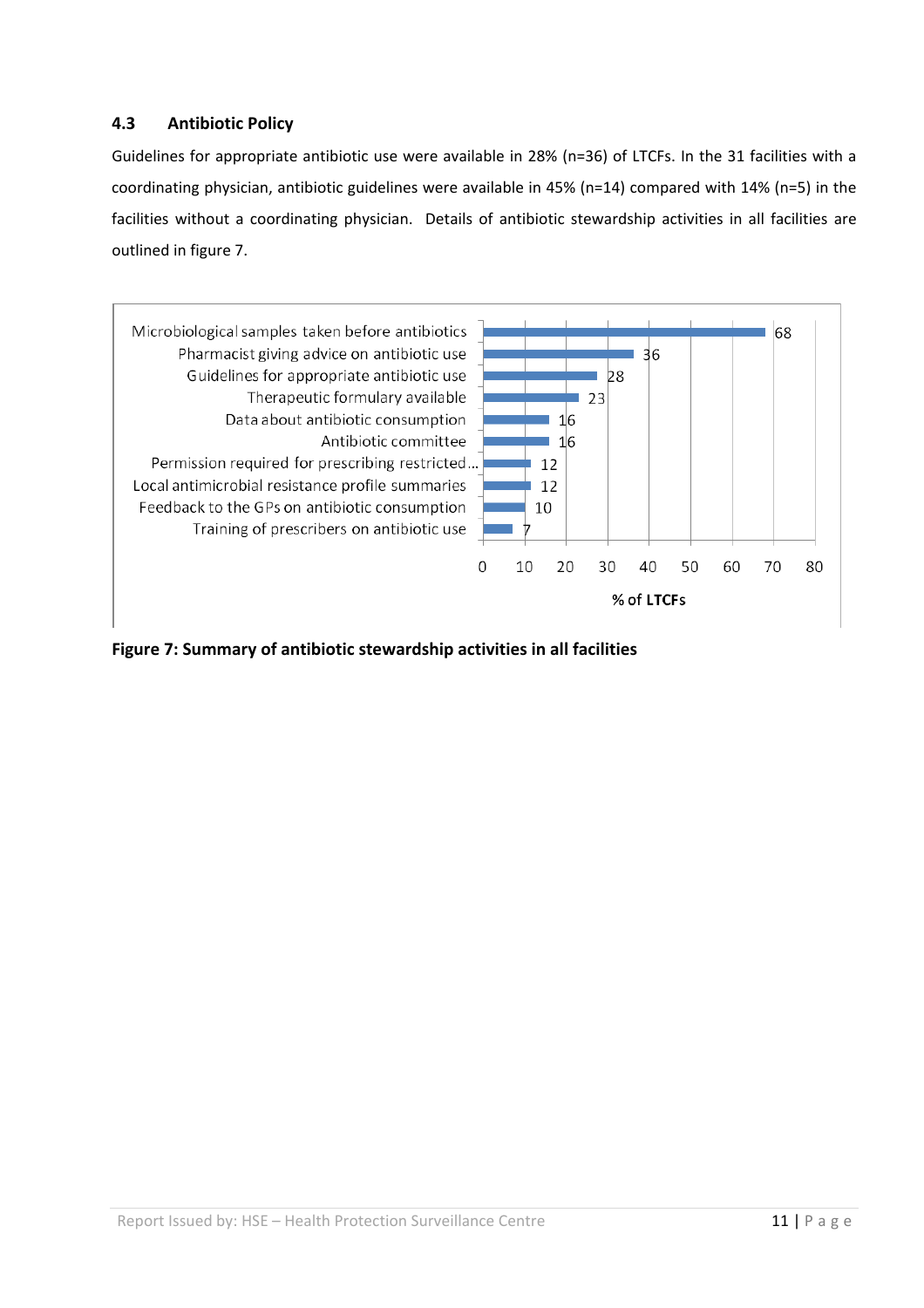### 4.3 Antibiotic Policy

Guidelines for appropriate antibiotic use were available in 28% (n=36) of LTCFs. In the 31 facilities with a coordinating physician, antibiotic guidelines were available in 45% (n=14) compared with 14% (n=5) in the facilities without a coordinating physician. Details of antibiotic stewardship activities in all facilities are outlined in figure 7.

| Antibiotic stewardship activity | % of LTCFs |
|---|---|
| Microbiological samples taken before antibiotics | 68 |
| Pharmacist giving advice on antibiotic use | 36 |
| Guidelines for appropriate antibiotic use | 28 |
| Therapeutic formulary available | 23 |
| Data about antibiotic consumption | 16 |
| Antibiotic committee | 16 |
| Permission required for prescribing restricted... | 12 |
| Local antimicrobial resistance profile summaries | 12 |
| Feedback to the GPs on antibiotic consumption | 10 |
| Training of prescribers on antibiotic use | 7 |

**Figure 7: Summary of antibiotic stewardship activities in all facilities**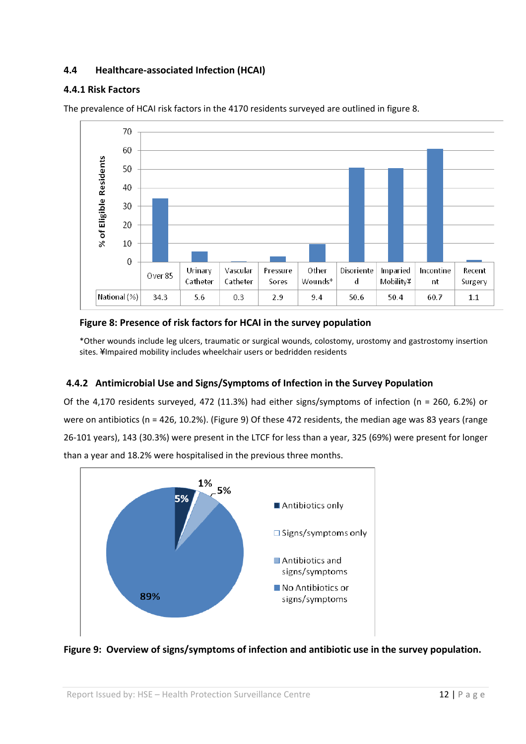### 4.4 Healthcare-associated Infection (HCAI)

#### 4.4.1 Risk Factors

The prevalence of HCAI risk factors in the 4170 residents surveyed are outlined in figure 8.

| | Over 85 | Urinary Catheter | Vascular Catheter | Pressure Sores | Other Wounds* | Disoriented | Imparied Mobility¥ | Incontinent | Recent Surgery |
|---|---|---|---|---|---|---|---|---|---|
| National (%) | 34.3 | 5.6 | 0.3 | 2.9 | 9.4 | 50.6 | 50.4 | 60.7 | 1.1 |

**Figure 8: Presence of risk factors for HCAI in the survey population**

*Other wounds include leg ulcers, traumatic or surgical wounds, colostomy, urostomy and gastrostomy insertion sites. ¥Impaired mobility includes wheelchair users or bedridden residents

#### 4.4.2 Antimicrobial Use and Signs/Symptoms of Infection in the Survey Population

Of the 4,170 residents surveyed, 472 (11.3%) had either signs/symptoms of infection (n = 260, 6.2%) or were on antibiotics (n = 426, 10.2%). (Figure 9) Of these 472 residents, the median age was 83 years (range 26-101 years), 143 (30.3%) were present in the LTCF for less than a year, 325 (69%) were present for longer than a year and 18.2% were hospitalised in the previous three months.

- Antibiotics only: 5%
- Signs/symptoms only: 1%
- Antibiotics and signs/symptoms: 5%
- No Antibiotics or signs/symptoms: 89%

**Figure 9: Overview of signs/symptoms of infection and antibiotic use in the survey population.**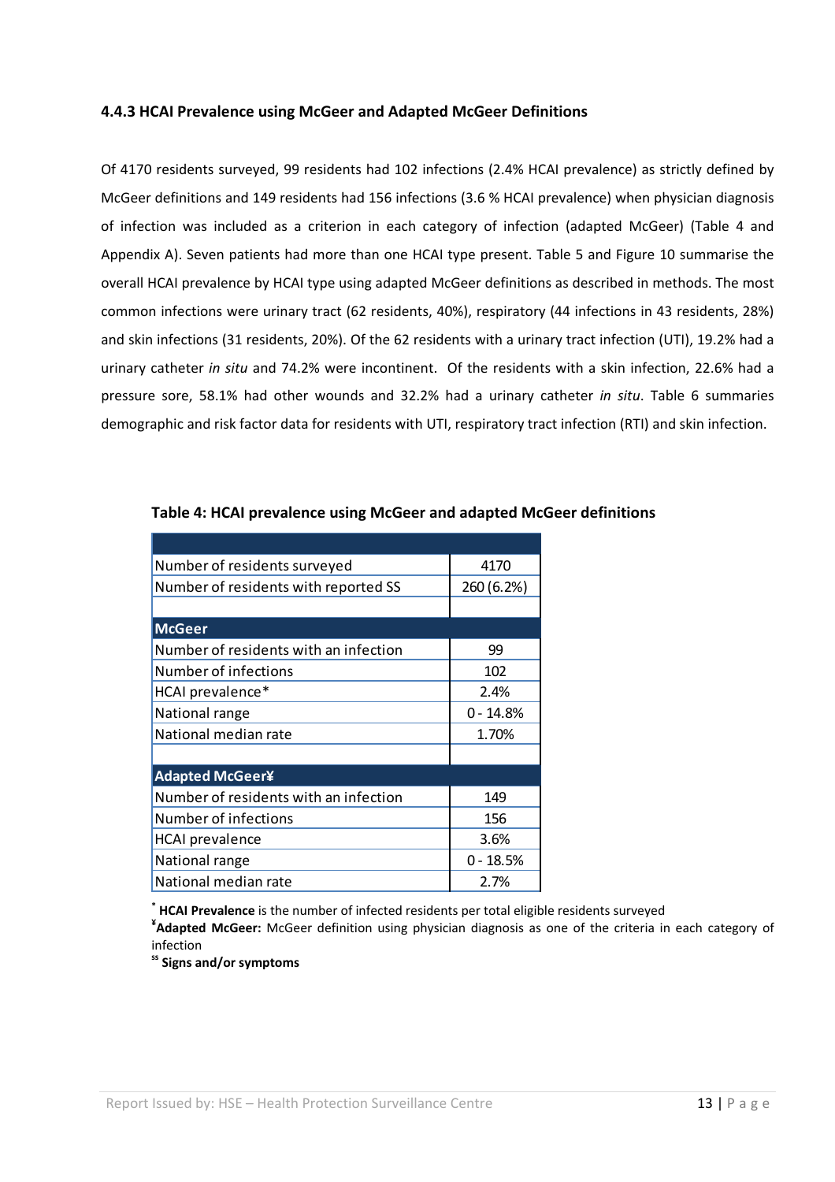### 4.4.3 HCAI Prevalence using McGeer and Adapted McGeer Definitions

Of 4170 residents surveyed, 99 residents had 102 infections (2.4% HCAI prevalence) as strictly defined by McGeer definitions and 149 residents had 156 infections (3.6 % HCAI prevalence) when physician diagnosis of infection was included as a criterion in each category of infection (adapted McGeer) (Table 4 and Appendix A). Seven patients had more than one HCAI type present. Table 5 and Figure 10 summarise the overall HCAI prevalence by HCAI type using adapted McGeer definitions as described in methods. The most common infections were urinary tract (62 residents, 40%), respiratory (44 infections in 43 residents, 28%) and skin infections (31 residents, 20%). Of the 62 residents with a urinary tract infection (UTI), 19.2% had a urinary catheter *in situ* and 74.2% were incontinent. Of the residents with a skin infection, 22.6% had a pressure sore, 58.1% had other wounds and 32.2% had a urinary catheter *in situ*. Table 6 summaries demographic and risk factor data for residents with UTI, respiratory tract infection (RTI) and skin infection.

**Table 4: HCAI prevalence using McGeer and adapted McGeer definitions**

| | |
|---|---|
| Number of residents surveyed | 4170 |
| Number of residents with reported SS | 260 (6.2%) |
| | |
| **McGeer** | |
| Number of residents with an infection | 99 |
| Number of infections | 102 |
| HCAI prevalence* | 2.4% |
| National range | 0 - 14.8% |
| National median rate | 1.70% |
| | |
| **Adapted McGeer¥** | |
| Number of residents with an infection | 149 |
| Number of infections | 156 |
| HCAI prevalence | 3.6% |
| National range | 0 - 18.5% |
| National median rate | 2.7% |

* **HCAI Prevalence** is the number of infected residents per total eligible residents surveyed
¥ **Adapted McGeer:** McGeer definition using physician diagnosis as one of the criteria in each category of infection
ss **Signs and/or symptoms**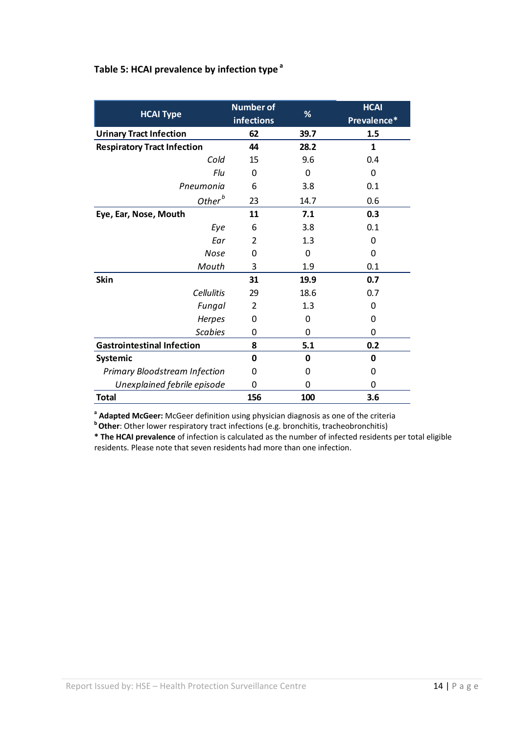**Table 5: HCAI prevalence by infection type [a]**

| HCAI Type | Number of infections | % | HCAI Prevalence* |
|---|---|---|---|
| **Urinary Tract Infection** | **62** | **39.7** | **1.5** |
| **Respiratory Tract Infection** | **44** | **28.2** | **1** |
| *Cold* | 15 | 9.6 | 0.4 |
| *Flu* | 0 | 0 | 0 |
| *Pneumonia* | 6 | 3.8 | 0.1 |
| *Other [b]* | 23 | 14.7 | 0.6 |
| **Eye, Ear, Nose, Mouth** | **11** | **7.1** | **0.3** |
| *Eye* | 6 | 3.8 | 0.1 |
| *Ear* | 2 | 1.3 | 0 |
| *Nose* | 0 | 0 | 0 |
| *Mouth* | 3 | 1.9 | 0.1 |
| **Skin** | **31** | **19.9** | **0.7** |
| *Cellulitis* | 29 | 18.6 | 0.7 |
| *Fungal* | 2 | 1.3 | 0 |
| *Herpes* | 0 | 0 | 0 |
| *Scabies* | 0 | 0 | 0 |
| **Gastrointestinal Infection** | **8** | **5.1** | **0.2** |
| **Systemic** | **0** | **0** | **0** |
| *Primary Bloodstream Infection* | 0 | 0 | 0 |
| *Unexplained febrile episode* | 0 | 0 | 0 |
| **Total** | **156** | **100** | **3.6** |

[a] **Adapted McGeer:** McGeer definition using physician diagnosis as one of the criteria
[b] **Other**: Other lower respiratory tract infections (e.g. bronchitis, tracheobronchitis)
* **The HCAI prevalence** of infection is calculated as the number of infected residents per total eligible residents. Please note that seven residents had more than one infection.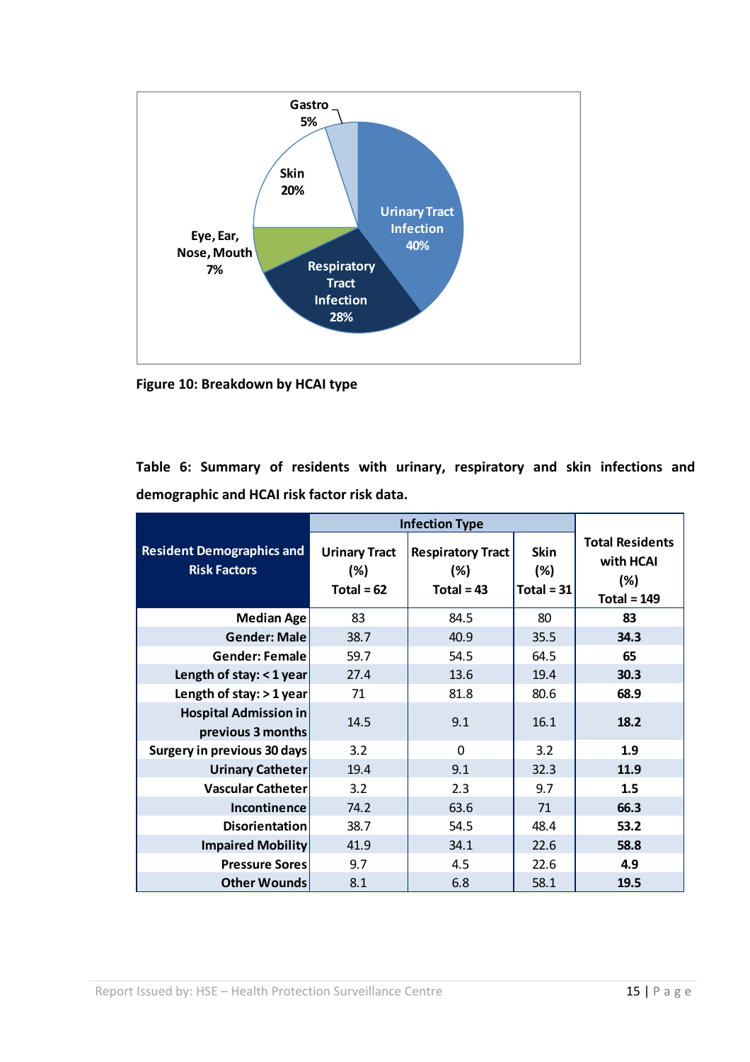Figure 10: Breakdown by HCAI type

**Table 6: Summary of residents with urinary, respiratory and skin infections and demographic and HCAI risk factor risk data.**

| Resident Demographics and Risk Factors | Infection Type | | | Total Residents with HCAI (%) Total = 149 |
|---|---|---|---|---|
| | Urinary Tract (%) Total = 62 | Respiratory Tract (%) Total = 43 | Skin (%) Total = 31 | |
| Median Age | 83 | 84.5 | 80 | **83** |
| Gender: Male | 38.7 | 40.9 | 35.5 | **34.3** |
| Gender: Female | 59.7 | 54.5 | 64.5 | **65** |
| Length of stay: < 1 year | 27.4 | 13.6 | 19.4 | **30.3** |
| Length of stay: > 1 year | 71 | 81.8 | 80.6 | **68.9** |
| Hospital Admission in previous 3 months | 14.5 | 9.1 | 16.1 | **18.2** |
| Surgery in previous 30 days | 3.2 | 0 | 3.2 | **1.9** |
| Urinary Catheter | 19.4 | 9.1 | 32.3 | **11.9** |
| Vascular Catheter | 3.2 | 2.3 | 9.7 | **1.5** |
| Incontinence | 74.2 | 63.6 | 71 | **66.3** |
| Disorientation | 38.7 | 54.5 | 48.4 | **53.2** |
| Impaired Mobility | 41.9 | 34.1 | 22.6 | **58.8** |
| Pressure Sores | 9.7 | 4.5 | 22.6 | **4.9** |
| Other Wounds | 8.1 | 6.8 | 58.1 | **19.5** |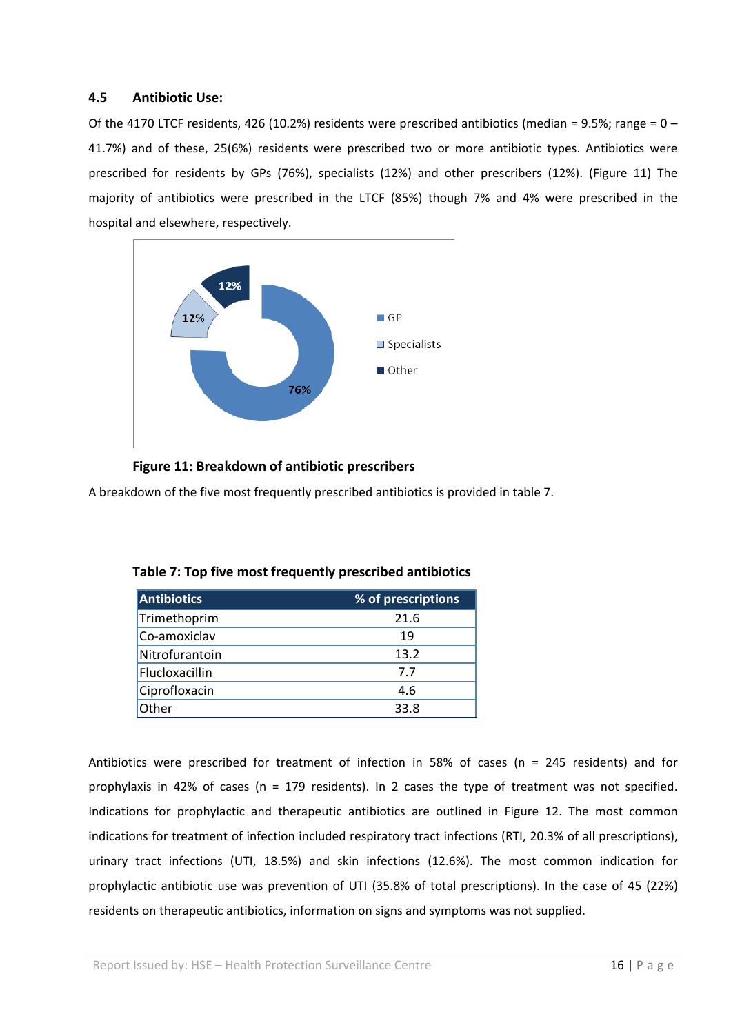### 4.5 Antibiotic Use:

Of the 4170 LTCF residents, 426 (10.2%) residents were prescribed antibiotics (median = 9.5%; range = 0 – 41.7%) and of these, 25(6%) residents were prescribed two or more antibiotic types. Antibiotics were prescribed for residents by GPs (76%), specialists (12%) and other prescribers (12%). (Figure 11) The majority of antibiotics were prescribed in the LTCF (85%) though 7% and 4% were prescribed in the hospital and elsewhere, respectively.

**Figure 11: Breakdown of antibiotic prescribers**

A breakdown of the five most frequently prescribed antibiotics is provided in table 7.

**Table 7: Top five most frequently prescribed antibiotics**

| Antibiotics | % of prescriptions |
|---|---|
| Trimethoprim | 21.6 |
| Co-amoxiclav | 19 |
| Nitrofurantoin | 13.2 |
| Flucloxacillin | 7.7 |
| Ciprofloxacin | 4.6 |
| Other | 33.8 |

Antibiotics were prescribed for treatment of infection in 58% of cases (n = 245 residents) and for prophylaxis in 42% of cases (n = 179 residents). In 2 cases the type of treatment was not specified. Indications for prophylactic and therapeutic antibiotics are outlined in Figure 12. The most common indications for treatment of infection included respiratory tract infections (RTI, 20.3% of all prescriptions), urinary tract infections (UTI, 18.5%) and skin infections (12.6%). The most common indication for prophylactic antibiotic use was prevention of UTI (35.8% of total prescriptions). In the case of 45 (22%) residents on therapeutic antibiotics, information on signs and symptoms was not supplied.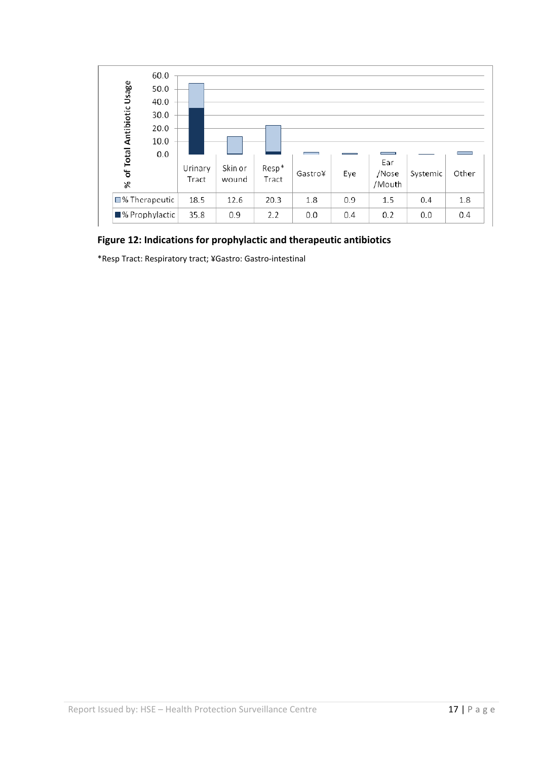| | Urinary Tract | Skin or wound | Resp* Tract | Gastro¥ | Eye | Ear /Nose /Mouth | Systemic | Other |
|---|---|---|---|---|---|---|---|---|
| % Therapeutic | 18.5 | 12.6 | 20.3 | 1.8 | 0.9 | 1.5 | 0.4 | 1.8 |
| % Prophylactic | 35.8 | 0.9 | 2.2 | 0.0 | 0.4 | 0.2 | 0.0 | 0.4 |

**Figure 12: Indications for prophylactic and therapeutic antibiotics**

*Resp Tract: Respiratory tract; ¥Gastro: Gastro-intestinal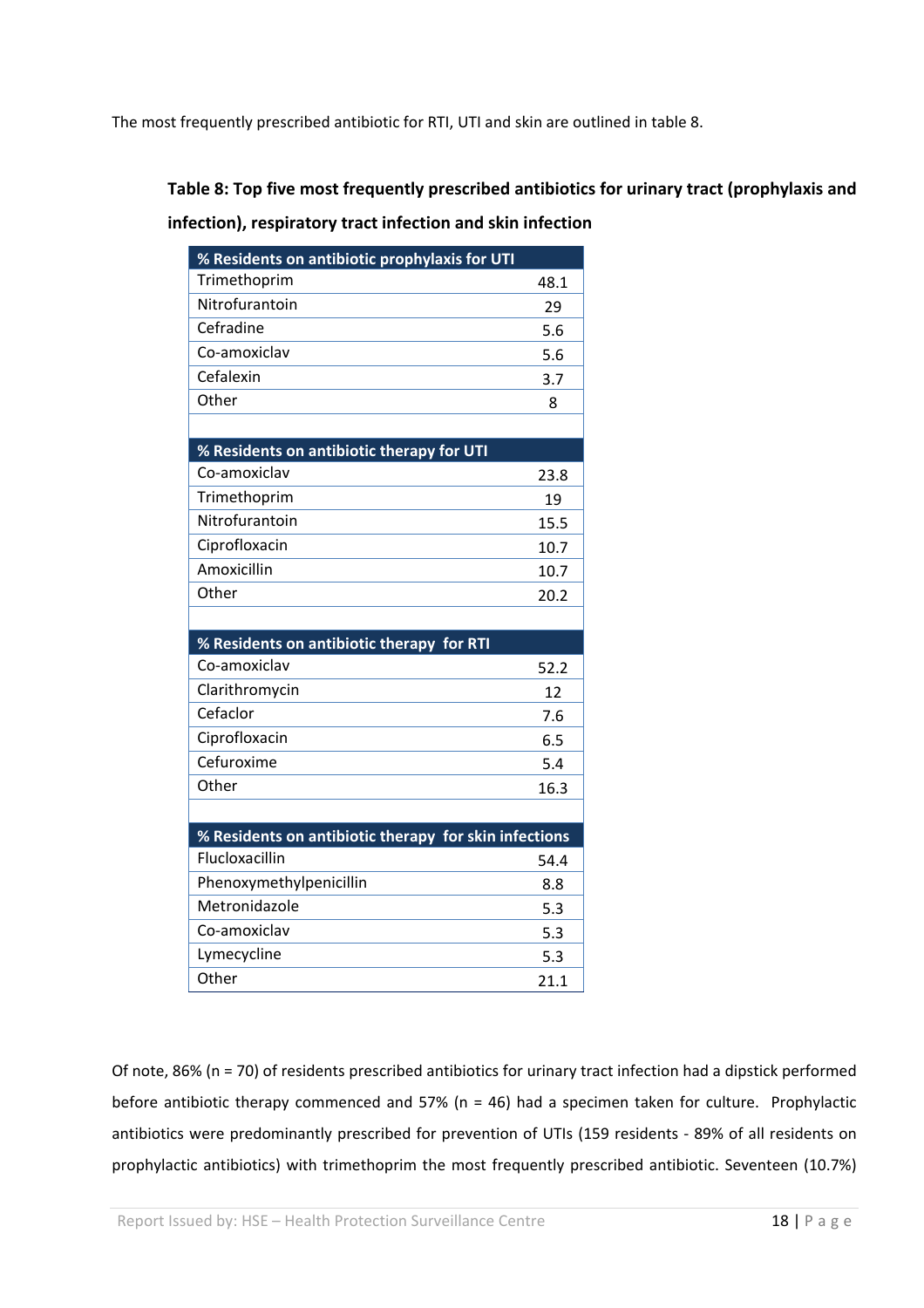The most frequently prescribed antibiotic for RTI, UTI and skin are outlined in table 8.

**Table 8: Top five most frequently prescribed antibiotics for urinary tract (prophylaxis and infection), respiratory tract infection and skin infection**

| % Residents on antibiotic prophylaxis for UTI | |
|---|---|
| Trimethoprim | 48.1 |
| Nitrofurantoin | 29 |
| Cefradine | 5.6 |
| Co-amoxiclav | 5.6 |
| Cefalexin | 3.7 |
| Other | 8 |
| | |
| **% Residents on antibiotic therapy for UTI** | |
| Co-amoxiclav | 23.8 |
| Trimethoprim | 19 |
| Nitrofurantoin | 15.5 |
| Ciprofloxacin | 10.7 |
| Amoxicillin | 10.7 |
| Other | 20.2 |
| | |
| **% Residents on antibiotic therapy for RTI** | |
| Co-amoxiclav | 52.2 |
| Clarithromycin | 12 |
| Cefaclor | 7.6 |
| Ciprofloxacin | 6.5 |
| Cefuroxime | 5.4 |
| Other | 16.3 |
| | |
| **% Residents on antibiotic therapy for skin infections** | |
| Flucloxacillin | 54.4 |
| Phenoxymethylpenicillin | 8.8 |
| Metronidazole | 5.3 |
| Co-amoxiclav | 5.3 |
| Lymecycline | 5.3 |
| Other | 21.1 |

Of note, 86% (n = 70) of residents prescribed antibiotics for urinary tract infection had a dipstick performed before antibiotic therapy commenced and 57% (n = 46) had a specimen taken for culture. Prophylactic antibiotics were predominantly prescribed for prevention of UTIs (159 residents - 89% of all residents on prophylactic antibiotics) with trimethoprim the most frequently prescribed antibiotic. Seventeen (10.7%)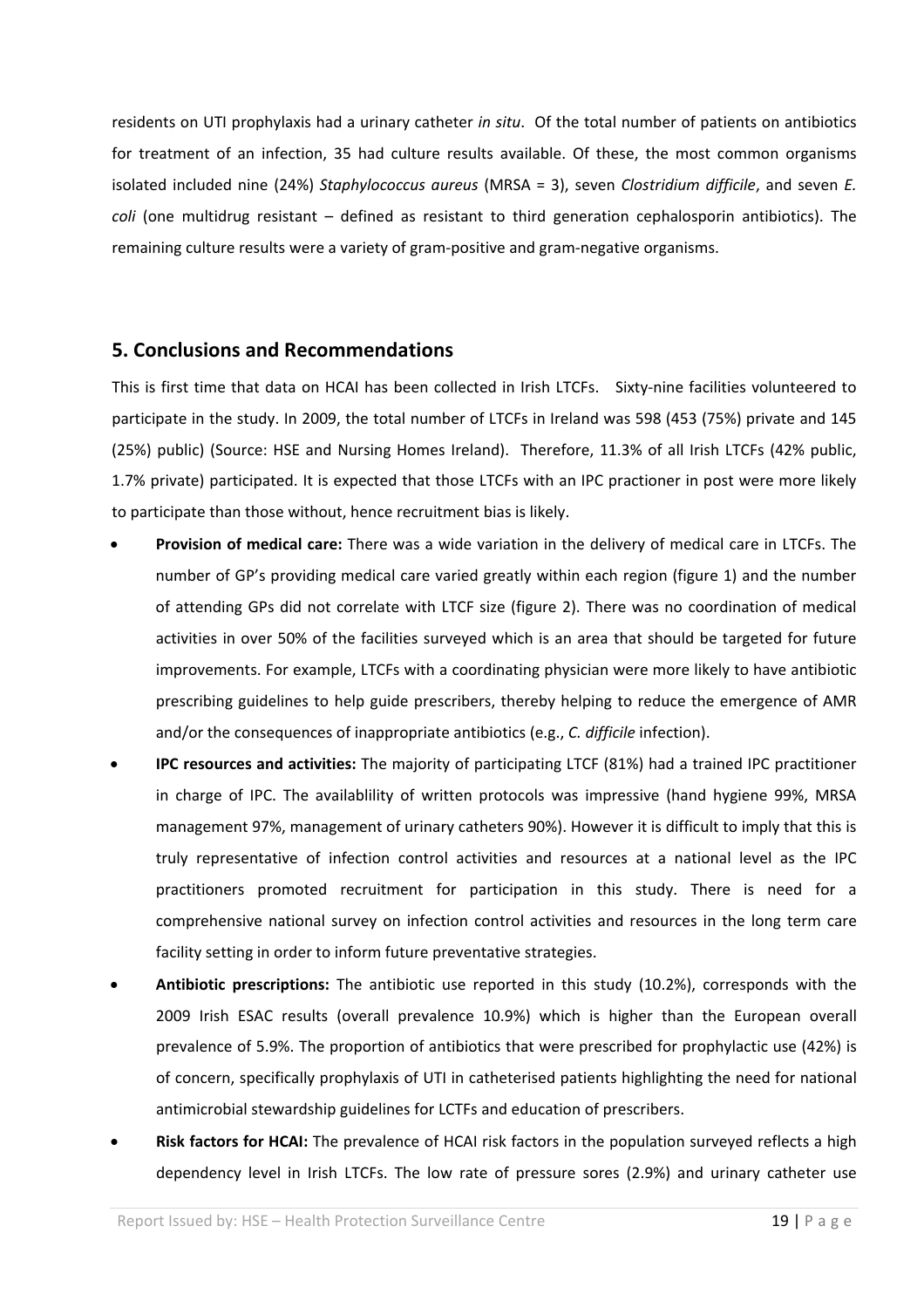residents on UTI prophylaxis had a urinary catheter *in situ*. Of the total number of patients on antibiotics for treatment of an infection, 35 had culture results available. Of these, the most common organisms isolated included nine (24%) *Staphylococcus aureus* (MRSA = 3), seven *Clostridium difficile*, and seven *E. coli* (one multidrug resistant – defined as resistant to third generation cephalosporin antibiotics). The remaining culture results were a variety of gram-positive and gram-negative organisms.

## 5. Conclusions and Recommendations

This is first time that data on HCAI has been collected in Irish LTCFs. Sixty-nine facilities volunteered to participate in the study. In 2009, the total number of LTCFs in Ireland was 598 (453 (75%) private and 145 (25%) public) (Source: HSE and Nursing Homes Ireland). Therefore, 11.3% of all Irish LTCFs (42% public, 1.7% private) participated. It is expected that those LTCFs with an IPC practioner in post were more likely to participate than those without, hence recruitment bias is likely.

- **Provision of medical care:** There was a wide variation in the delivery of medical care in LTCFs. The number of GP's providing medical care varied greatly within each region (figure 1) and the number of attending GPs did not correlate with LTCF size (figure 2). There was no coordination of medical activities in over 50% of the facilities surveyed which is an area that should be targeted for future improvements. For example, LTCFs with a coordinating physician were more likely to have antibiotic prescribing guidelines to help guide prescribers, thereby helping to reduce the emergence of AMR and/or the consequences of inappropriate antibiotics (e.g., *C. difficile* infection).
- **IPC resources and activities:** The majority of participating LTCF (81%) had a trained IPC practitioner in charge of IPC. The availablility of written protocols was impressive (hand hygiene 99%, MRSA management 97%, management of urinary catheters 90%). However it is difficult to imply that this is truly representative of infection control activities and resources at a national level as the IPC practitioners promoted recruitment for participation in this study. There is need for a comprehensive national survey on infection control activities and resources in the long term care facility setting in order to inform future preventative strategies.
- **Antibiotic prescriptions:** The antibiotic use reported in this study (10.2%), corresponds with the 2009 Irish ESAC results (overall prevalence 10.9%) which is higher than the European overall prevalence of 5.9%. The proportion of antibiotics that were prescribed for prophylactic use (42%) is of concern, specifically prophylaxis of UTI in catheterised patients highlighting the need for national antimicrobial stewardship guidelines for LCTFs and education of prescribers.
- **Risk factors for HCAI:** The prevalence of HCAI risk factors in the population surveyed reflects a high dependency level in Irish LTCFs. The low rate of pressure sores (2.9%) and urinary catheter use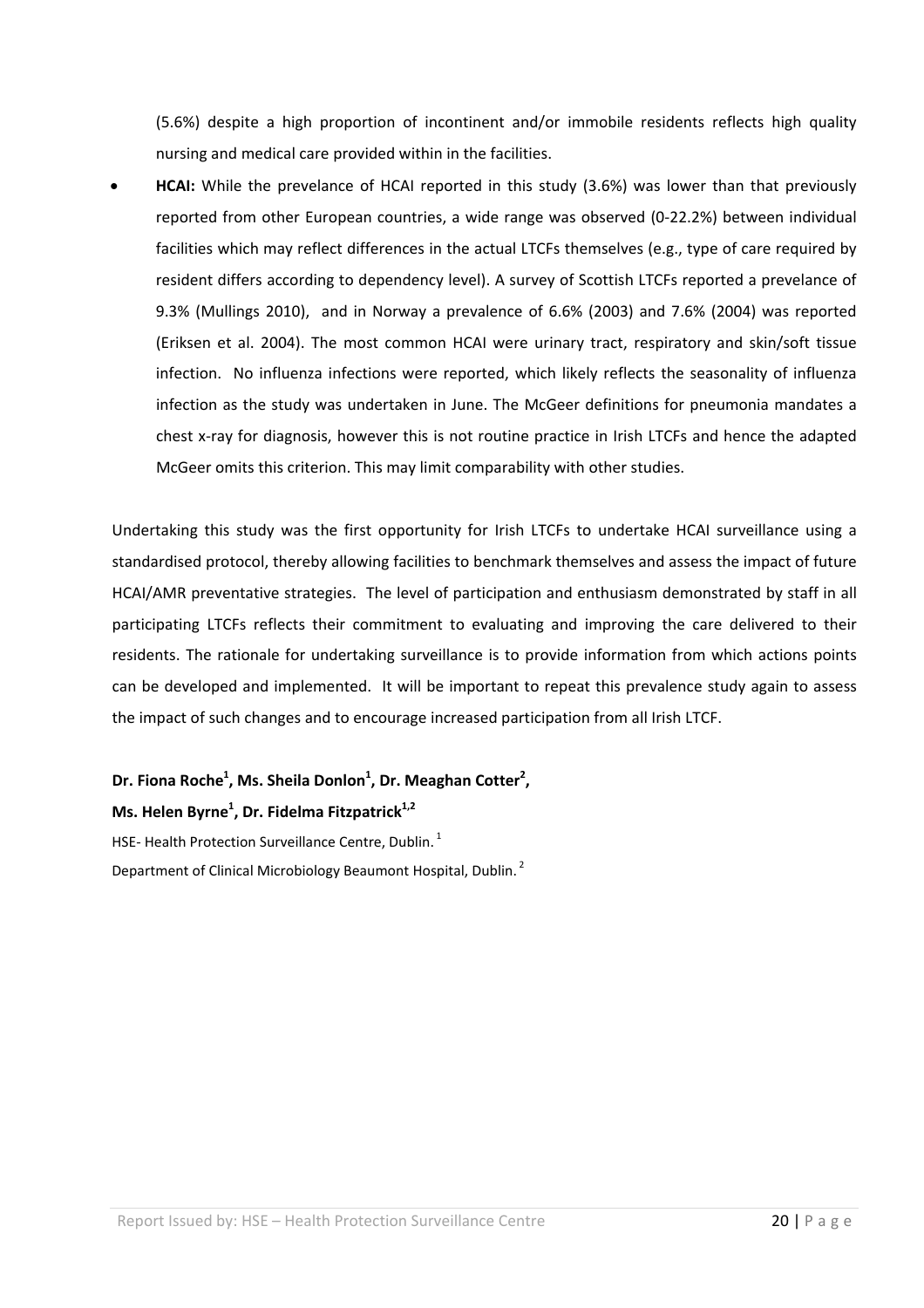(5.6%) despite a high proportion of incontinent and/or immobile residents reflects high quality nursing and medical care provided within in the facilities.

- **HCAI:** While the prevelance of HCAI reported in this study (3.6%) was lower than that previously reported from other European countries, a wide range was observed (0-22.2%) between individual facilities which may reflect differences in the actual LTCFs themselves (e.g., type of care required by resident differs according to dependency level). A survey of Scottish LTCFs reported a prevelance of 9.3% (Mullings 2010), and in Norway a prevalence of 6.6% (2003) and 7.6% (2004) was reported (Eriksen et al. 2004). The most common HCAI were urinary tract, respiratory and skin/soft tissue infection. No influenza infections were reported, which likely reflects the seasonality of influenza infection as the study was undertaken in June. The McGeer definitions for pneumonia mandates a chest x-ray for diagnosis, however this is not routine practice in Irish LTCFs and hence the adapted McGeer omits this criterion. This may limit comparability with other studies.

Undertaking this study was the first opportunity for Irish LTCFs to undertake HCAI surveillance using a standardised protocol, thereby allowing facilities to benchmark themselves and assess the impact of future HCAI/AMR preventative strategies. The level of participation and enthusiasm demonstrated by staff in all participating LTCFs reflects their commitment to evaluating and improving the care delivered to their residents. The rationale for undertaking surveillance is to provide information from which actions points can be developed and implemented. It will be important to repeat this prevalence study again to assess the impact of such changes and to encourage increased participation from all Irish LTCF.

**Dr. Fiona Roche[1], Ms. Sheila Donlon[1], Dr. Meaghan Cotter[2], Ms. Helen Byrne[1], Dr. Fidelma Fitzpatrick[1,2]**

HSE- Health Protection Surveillance Centre, Dublin. [1]

Department of Clinical Microbiology Beaumont Hospital, Dublin. [2]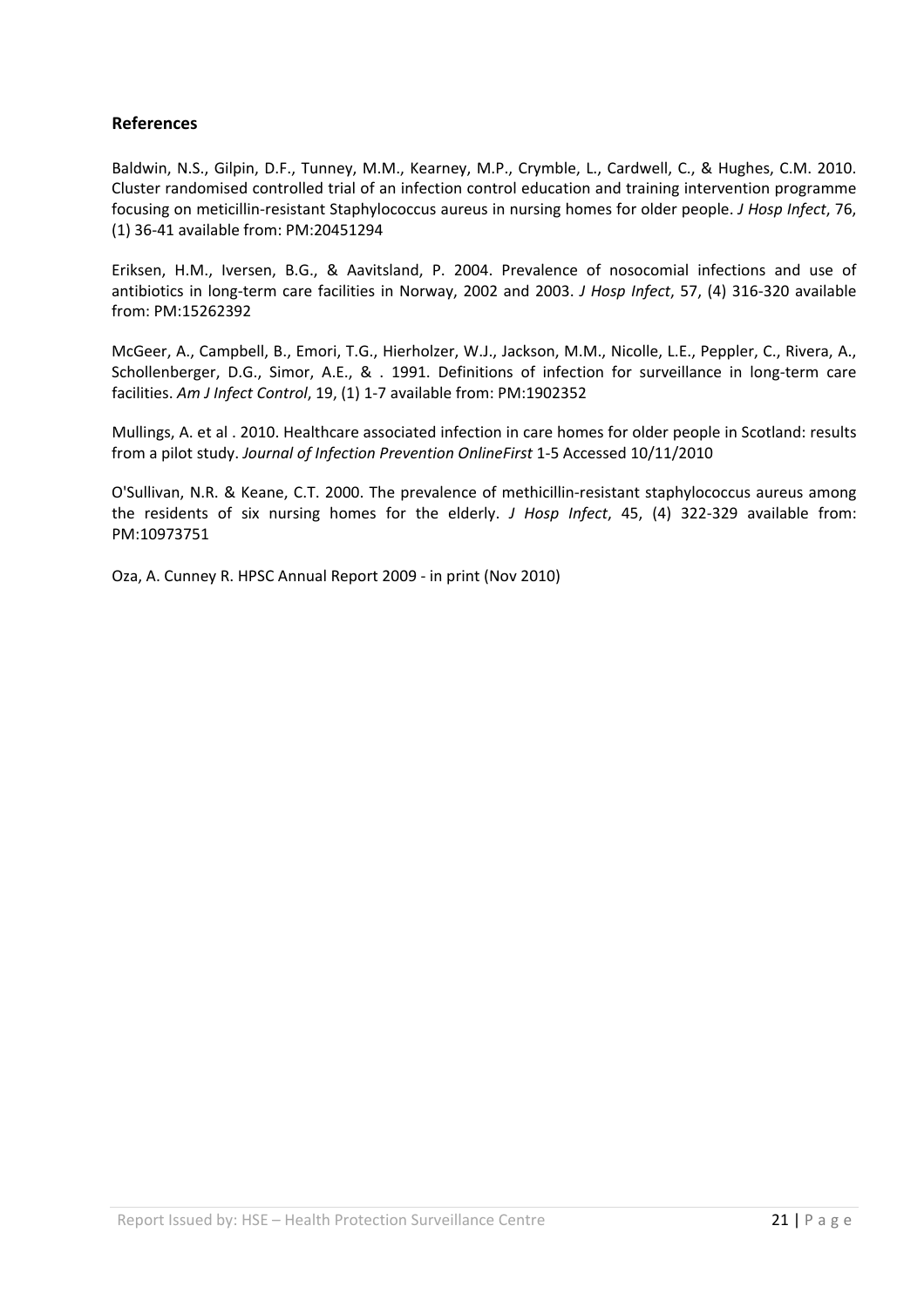## References

Baldwin, N.S., Gilpin, D.F., Tunney, M.M., Kearney, M.P., Crymble, L., Cardwell, C., & Hughes, C.M. 2010. Cluster randomised controlled trial of an infection control education and training intervention programme focusing on meticillin-resistant Staphylococcus aureus in nursing homes for older people. *J Hosp Infect*, 76, (1) 36-41 available from: PM:20451294

Eriksen, H.M., Iversen, B.G., & Aavitsland, P. 2004. Prevalence of nosocomial infections and use of antibiotics in long-term care facilities in Norway, 2002 and 2003. *J Hosp Infect*, 57, (4) 316-320 available from: PM:15262392

McGeer, A., Campbell, B., Emori, T.G., Hierholzer, W.J., Jackson, M.M., Nicolle, L.E., Peppler, C., Rivera, A., Schollenberger, D.G., Simor, A.E., & . 1991. Definitions of infection for surveillance in long-term care facilities. *Am J Infect Control*, 19, (1) 1-7 available from: PM:1902352

Mullings, A. et al . 2010. Healthcare associated infection in care homes for older people in Scotland: results from a pilot study. *Journal of Infection Prevention OnlineFirst* 1-5 Accessed 10/11/2010

O'Sullivan, N.R. & Keane, C.T. 2000. The prevalence of methicillin-resistant staphylococcus aureus among the residents of six nursing homes for the elderly. *J Hosp Infect*, 45, (4) 322-329 available from: PM:10973751

Oza, A. Cunney R. HPSC Annual Report 2009 - in print (Nov 2010)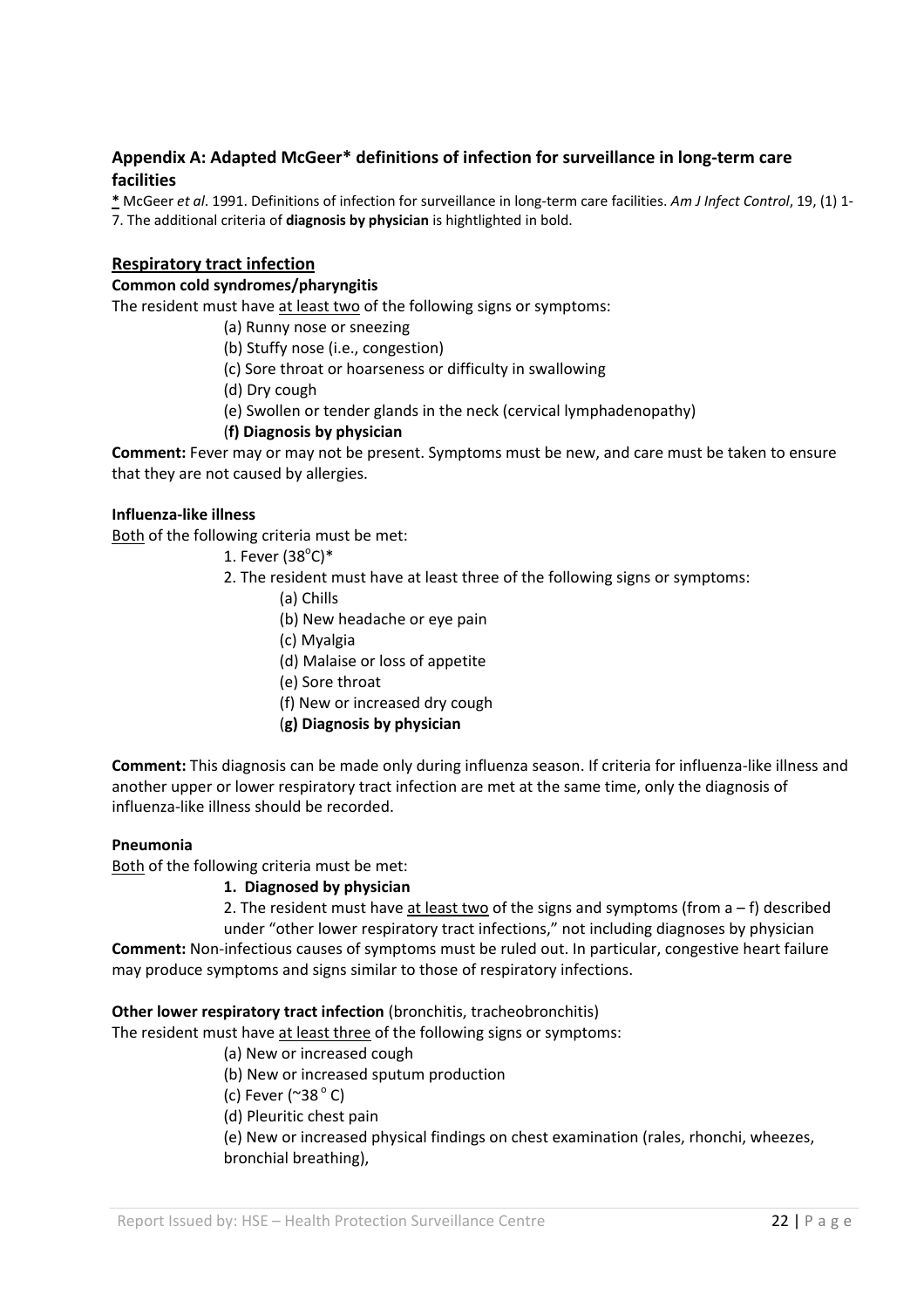## Appendix A: Adapted McGeer* definitions of infection for surveillance in long-term care facilities

**\*** McGeer *et al*. 1991. Definitions of infection for surveillance in long-term care facilities. *Am J Infect Control*, 19, (1) 1-7. The additional criteria of **diagnosis by physician** is hightlighted in bold.

### Respiratory tract infection

**Common cold syndromes/pharyngitis**

The resident must have at least two of the following signs or symptoms:

- (a) Runny nose or sneezing
- (b) Stuffy nose (i.e., congestion)
- (c) Sore throat or hoarseness or difficulty in swallowing
- (d) Dry cough
- (e) Swollen or tender glands in the neck (cervical lymphadenopathy)
- (**f) Diagnosis by physician**

**Comment:** Fever may or may not be present. Symptoms must be new, and care must be taken to ensure that they are not caused by allergies.

**Influenza-like illness**

Both of the following criteria must be met:

1. Fever (38$^{o}$C)*
2. The resident must have at least three of the following signs or symptoms:
   - (a) Chills
   - (b) New headache or eye pain
   - (c) Myalgia
   - (d) Malaise or loss of appetite
   - (e) Sore throat
   - (f) New or increased dry cough
   - (**g) Diagnosis by physician**

**Comment:** This diagnosis can be made only during influenza season. If criteria for influenza-like illness and another upper or lower respiratory tract infection are met at the same time, only the diagnosis of influenza-like illness should be recorded.

**Pneumonia**

Both of the following criteria must be met:

1. **Diagnosed by physician**
2. The resident must have at least two of the signs and symptoms (from a – f) described under "other lower respiratory tract infections," not including diagnoses by physician

**Comment:** Non-infectious causes of symptoms must be ruled out. In particular, congestive heart failure may produce symptoms and signs similar to those of respiratory infections.

**Other lower respiratory tract infection** (bronchitis, tracheobronchitis)

The resident must have at least three of the following signs or symptoms:

- (a) New or increased cough
- (b) New or increased sputum production
- (c) Fever (~38$^{o}$ C)
- (d) Pleuritic chest pain
- (e) New or increased physical findings on chest examination (rales, rhonchi, wheezes, bronchial breathing),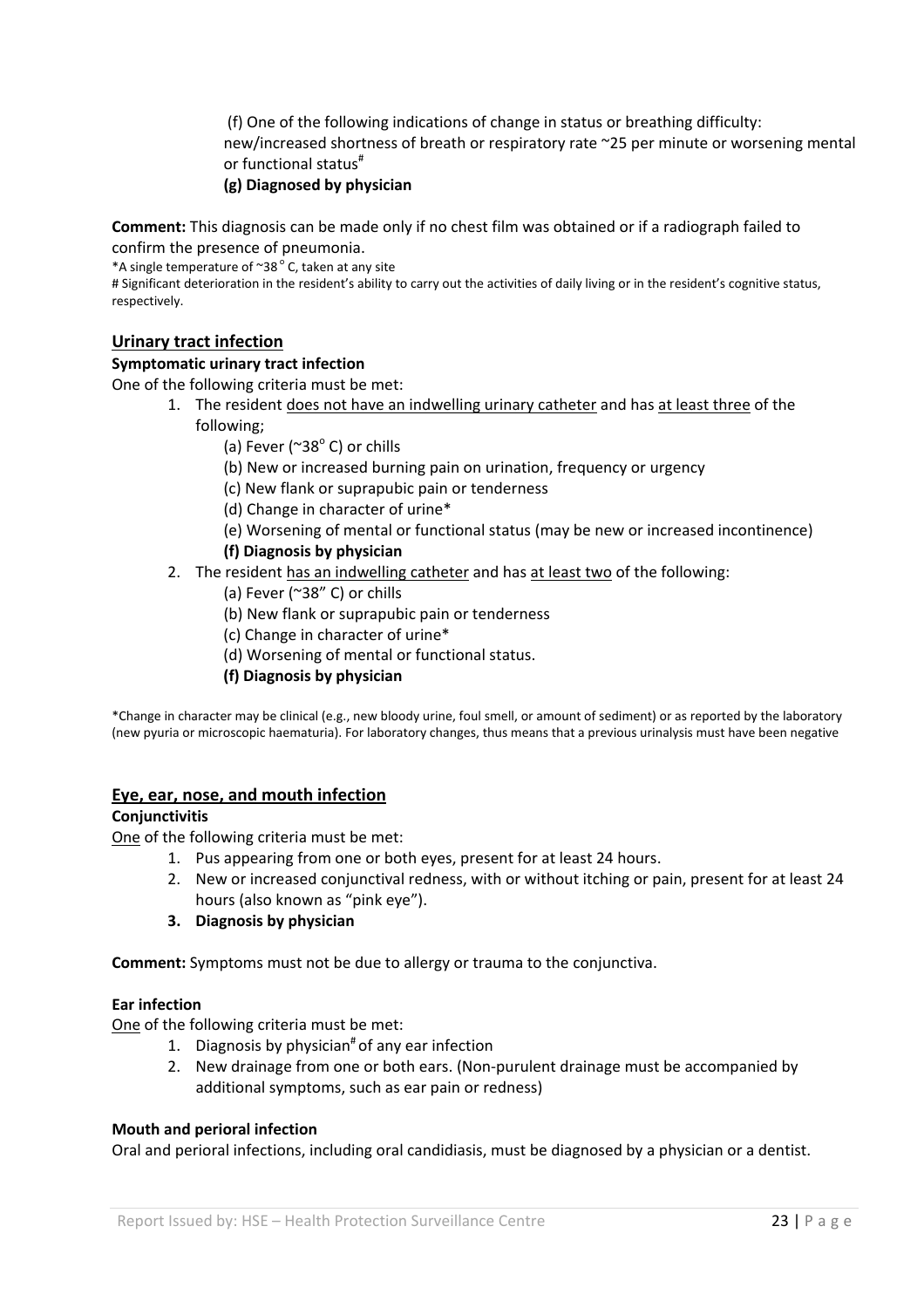(f) One of the following indications of change in status or breathing difficulty: new/increased shortness of breath or respiratory rate ~25 per minute or worsening mental or functional status[#]

**(g) Diagnosed by physician**

**Comment:** This diagnosis can be made only if no chest film was obtained or if a radiograph failed to confirm the presence of pneumonia.

*A single temperature of ~38$^{o}$ C, taken at any site

# Significant deterioration in the resident's ability to carry out the activities of daily living or in the resident's cognitive status, respectively.

## Urinary tract infection

**Symptomatic urinary tract infection**

One of the following criteria must be met:

1. The resident does not have an indwelling urinary catheter and has at least three of the following;
   (a) Fever (~38$^{o}$ C) or chills
   (b) New or increased burning pain on urination, frequency or urgency
   (c) New flank or suprapubic pain or tenderness
   (d) Change in character of urine*
   (e) Worsening of mental or functional status (may be new or increased incontinence)
   **(f) Diagnosis by physician**
2. The resident has an indwelling catheter and has at least two of the following:
   (a) Fever (~38" C) or chills
   (b) New flank or suprapubic pain or tenderness
   (c) Change in character of urine*
   (d) Worsening of mental or functional status.
   **(f) Diagnosis by physician**

*Change in character may be clinical (e.g., new bloody urine, foul smell, or amount of sediment) or as reported by the laboratory (new pyuria or microscopic haematuria). For laboratory changes, thus means that a previous urinalysis must have been negative

## Eye, ear, nose, and mouth infection

**Conjunctivitis**

One of the following criteria must be met:

1. Pus appearing from one or both eyes, present for at least 24 hours.
2. New or increased conjunctival redness, with or without itching or pain, present for at least 24 hours (also known as "pink eye").
3. **Diagnosis by physician**

**Comment:** Symptoms must not be due to allergy or trauma to the conjunctiva.

**Ear infection**

One of the following criteria must be met:

1. Diagnosis by physician[#] of any ear infection
2. New drainage from one or both ears. (Non-purulent drainage must be accompanied by additional symptoms, such as ear pain or redness)

**Mouth and perioral infection**

Oral and perioral infections, including oral candidiasis, must be diagnosed by a physician or a dentist.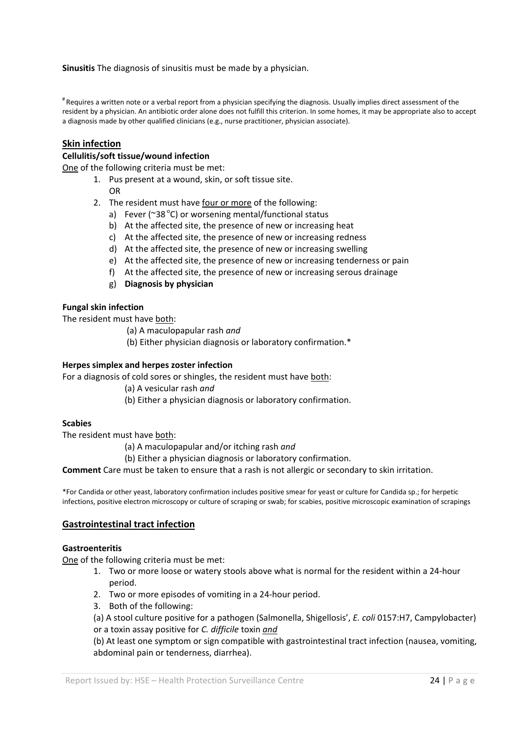**Sinusitis** The diagnosis of sinusitis must be made by a physician.

[#] Requires a written note or a verbal report from a physician specifying the diagnosis. Usually implies direct assessment of the resident by a physician. An antibiotic order alone does not fulfill this criterion. In some homes, it may be appropriate also to accept a diagnosis made by other qualified clinicians (e.g., nurse practitioner, physician associate).

## Skin infection

### Cellulitis/soft tissue/wound infection

One of the following criteria must be met:

1. Pus present at a wound, skin, or soft tissue site.
   OR
2. The resident must have four or more of the following:
   a) Fever (~38 °C) or worsening mental/functional status
   b) At the affected site, the presence of new or increasing heat
   c) At the affected site, the presence of new or increasing redness
   d) At the affected site, the presence of new or increasing swelling
   e) At the affected site, the presence of new or increasing tenderness or pain
   f) At the affected site, the presence of new or increasing serous drainage
   g) **Diagnosis by physician**

### Fungal skin infection

The resident must have both:

(a) A maculopapular rash *and*

(b) Either physician diagnosis or laboratory confirmation.*

### Herpes simplex and herpes zoster infection

For a diagnosis of cold sores or shingles, the resident must have both:

(a) A vesicular rash *and*

(b) Either a physician diagnosis or laboratory confirmation.

### Scabies

The resident must have both:

(a) A maculopapular and/or itching rash *and*

(b) Either a physician diagnosis or laboratory confirmation.

**Comment** Care must be taken to ensure that a rash is not allergic or secondary to skin irritation.

*For Candida or other yeast, laboratory confirmation includes positive smear for yeast or culture for Candida sp.; for herpetic infections, positive electron microscopy or culture of scraping or swab; for scabies, positive microscopic examination of scrapings

## Gastrointestinal tract infection

### Gastroenteritis

One of the following criteria must be met:

1. Two or more loose or watery stools above what is normal for the resident within a 24-hour period.
2. Two or more episodes of vomiting in a 24-hour period.
3. Both of the following:

   (a) A stool culture positive for a pathogen (Salmonella, Shigellosis', *E. coli* 0157:H7, Campylobacter) or a toxin assay positive for *C. difficile* toxin *and*

   (b) At least one symptom or sign compatible with gastrointestinal tract infection (nausea, vomiting, abdominal pain or tenderness, diarrhea).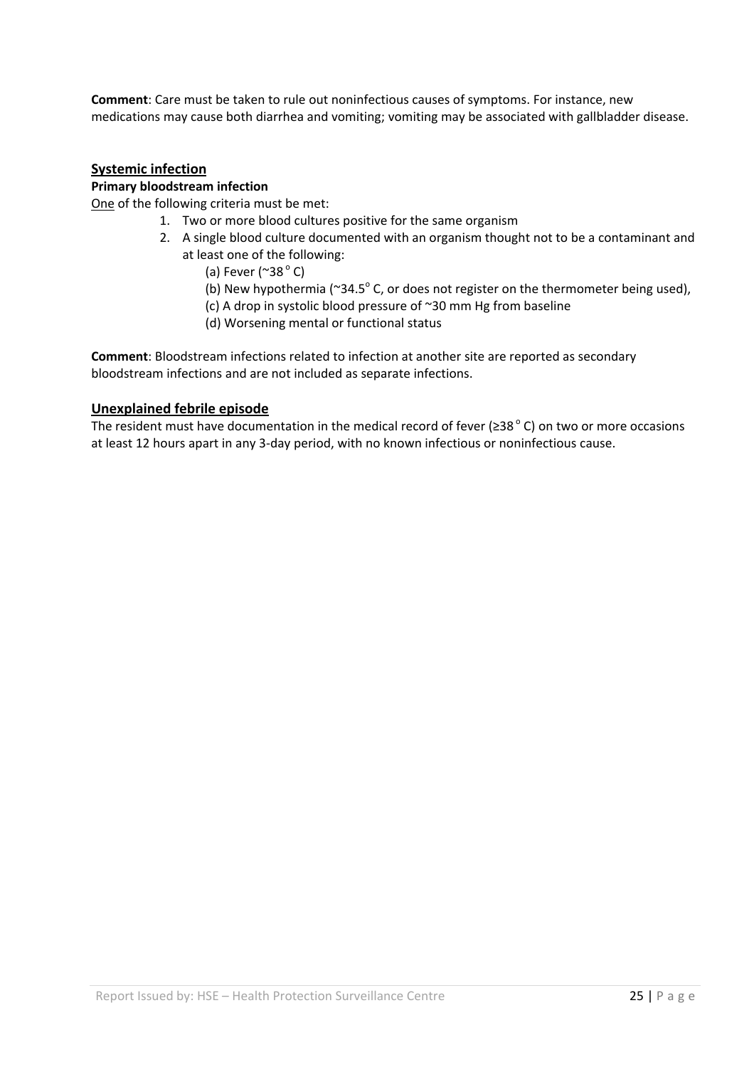**Comment**: Care must be taken to rule out noninfectious causes of symptoms. For instance, new medications may cause both diarrhea and vomiting; vomiting may be associated with gallbladder disease.

## Systemic infection

**Primary bloodstream infection**

One of the following criteria must be met:

1. Two or more blood cultures positive for the same organism
2. A single blood culture documented with an organism thought not to be a contaminant and at least one of the following:
   - (a) Fever (~38 ° C)
   - (b) New hypothermia (~34.5° C, or does not register on the thermometer being used),
   - (c) A drop in systolic blood pressure of ~30 mm Hg from baseline
   - (d) Worsening mental or functional status

**Comment**: Bloodstream infections related to infection at another site are reported as secondary bloodstream infections and are not included as separate infections.

## Unexplained febrile episode

The resident must have documentation in the medical record of fever (≥38 ° C) on two or more occasions at least 12 hours apart in any 3-day period, with no known infectious or noninfectious cause.